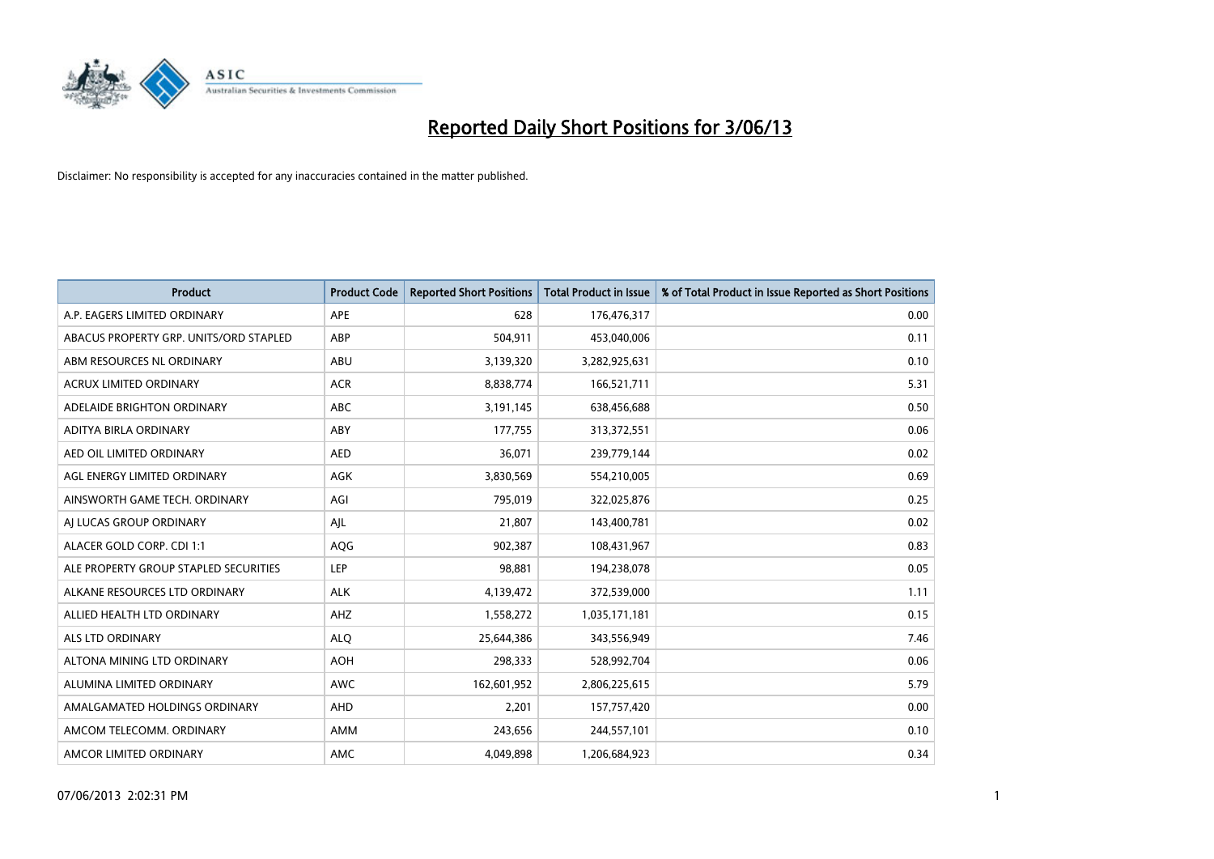# Reported Daily Short Positions for 3/06/13

Disclaimer: No responsibility is accepted for any inaccuracies contained in the matter published.

| Product | Product Code | Reported Short Positions | Total Product in Issue | % of Total Product in Issue Reported as Short Positions |
|---|---|---|---|---|
| A.P. EAGERS LIMITED ORDINARY | APE | 628 | 176,476,317 | 0.00 |
| ABACUS PROPERTY GRP. UNITS/ORD STAPLED | ABP | 504,911 | 453,040,006 | 0.11 |
| ABM RESOURCES NL ORDINARY | ABU | 3,139,320 | 3,282,925,631 | 0.10 |
| ACRUX LIMITED ORDINARY | ACR | 8,838,774 | 166,521,711 | 5.31 |
| ADELAIDE BRIGHTON ORDINARY | ABC | 3,191,145 | 638,456,688 | 0.50 |
| ADITYA BIRLA ORDINARY | ABY | 177,755 | 313,372,551 | 0.06 |
| AED OIL LIMITED ORDINARY | AED | 36,071 | 239,779,144 | 0.02 |
| AGL ENERGY LIMITED ORDINARY | AGK | 3,830,569 | 554,210,005 | 0.69 |
| AINSWORTH GAME TECH. ORDINARY | AGI | 795,019 | 322,025,876 | 0.25 |
| AJ LUCAS GROUP ORDINARY | AJL | 21,807 | 143,400,781 | 0.02 |
| ALACER GOLD CORP. CDI 1:1 | AQG | 902,387 | 108,431,967 | 0.83 |
| ALE PROPERTY GROUP STAPLED SECURITIES | LEP | 98,881 | 194,238,078 | 0.05 |
| ALKANE RESOURCES LTD ORDINARY | ALK | 4,139,472 | 372,539,000 | 1.11 |
| ALLIED HEALTH LTD ORDINARY | AHZ | 1,558,272 | 1,035,171,181 | 0.15 |
| ALS LTD ORDINARY | ALQ | 25,644,386 | 343,556,949 | 7.46 |
| ALTONA MINING LTD ORDINARY | AOH | 298,333 | 528,992,704 | 0.06 |
| ALUMINA LIMITED ORDINARY | AWC | 162,601,952 | 2,806,225,615 | 5.79 |
| AMALGAMATED HOLDINGS ORDINARY | AHD | 2,201 | 157,757,420 | 0.00 |
| AMCOM TELECOMM. ORDINARY | AMM | 243,656 | 244,557,101 | 0.10 |
| AMCOR LIMITED ORDINARY | AMC | 4,049,898 | 1,206,684,923 | 0.34 |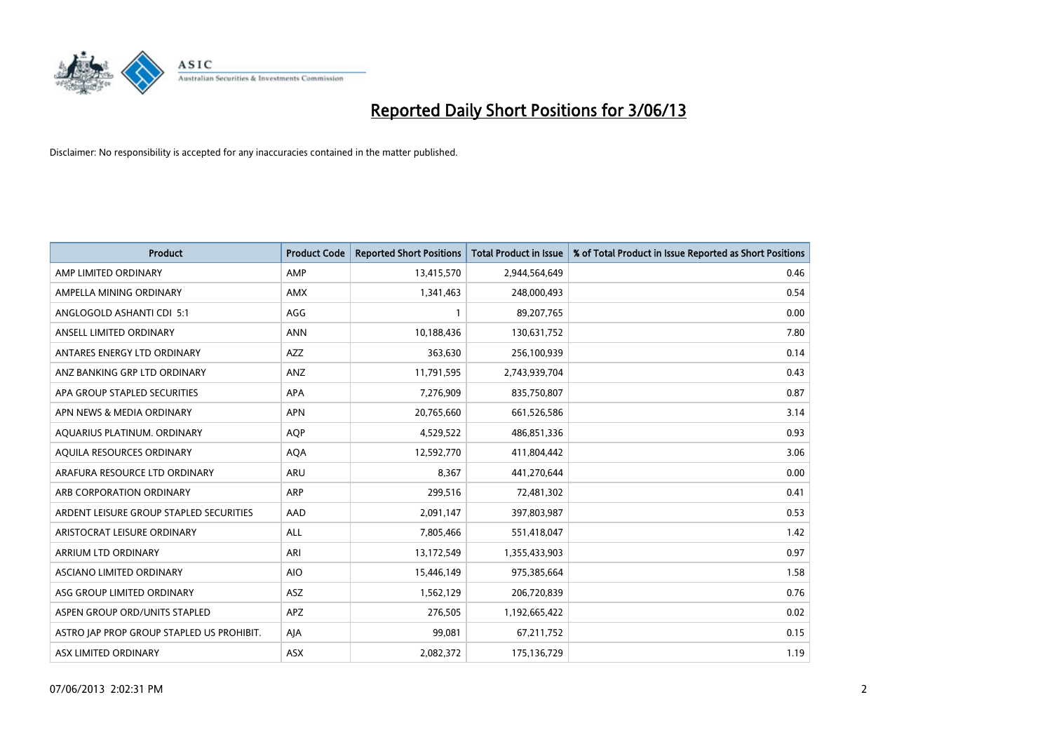# Reported Daily Short Positions for 3/06/13

Disclaimer: No responsibility is accepted for any inaccuracies contained in the matter published.

| Product | Product Code | Reported Short Positions | Total Product in Issue | % of Total Product in Issue Reported as Short Positions |
|---|---|---|---|---|
| AMP LIMITED ORDINARY | AMP | 13,415,570 | 2,944,564,649 | 0.46 |
| AMPELLA MINING ORDINARY | AMX | 1,341,463 | 248,000,493 | 0.54 |
| ANGLOGOLD ASHANTI CDI 5:1 | AGG | 1 | 89,207,765 | 0.00 |
| ANSELL LIMITED ORDINARY | ANN | 10,188,436 | 130,631,752 | 7.80 |
| ANTARES ENERGY LTD ORDINARY | AZZ | 363,630 | 256,100,939 | 0.14 |
| ANZ BANKING GRP LTD ORDINARY | ANZ | 11,791,595 | 2,743,939,704 | 0.43 |
| APA GROUP STAPLED SECURITIES | APA | 7,276,909 | 835,750,807 | 0.87 |
| APN NEWS & MEDIA ORDINARY | APN | 20,765,660 | 661,526,586 | 3.14 |
| AQUARIUS PLATINUM. ORDINARY | AQP | 4,529,522 | 486,851,336 | 0.93 |
| AQUILA RESOURCES ORDINARY | AQA | 12,592,770 | 411,804,442 | 3.06 |
| ARAFURA RESOURCE LTD ORDINARY | ARU | 8,367 | 441,270,644 | 0.00 |
| ARB CORPORATION ORDINARY | ARP | 299,516 | 72,481,302 | 0.41 |
| ARDENT LEISURE GROUP STAPLED SECURITIES | AAD | 2,091,147 | 397,803,987 | 0.53 |
| ARISTOCRAT LEISURE ORDINARY | ALL | 7,805,466 | 551,418,047 | 1.42 |
| ARRIUM LTD ORDINARY | ARI | 13,172,549 | 1,355,433,903 | 0.97 |
| ASCIANO LIMITED ORDINARY | AIO | 15,446,149 | 975,385,664 | 1.58 |
| ASG GROUP LIMITED ORDINARY | ASZ | 1,562,129 | 206,720,839 | 0.76 |
| ASPEN GROUP ORD/UNITS STAPLED | APZ | 276,505 | 1,192,665,422 | 0.02 |
| ASTRO JAP PROP GROUP STAPLED US PROHIBIT. | AJA | 99,081 | 67,211,752 | 0.15 |
| ASX LIMITED ORDINARY | ASX | 2,082,372 | 175,136,729 | 1.19 |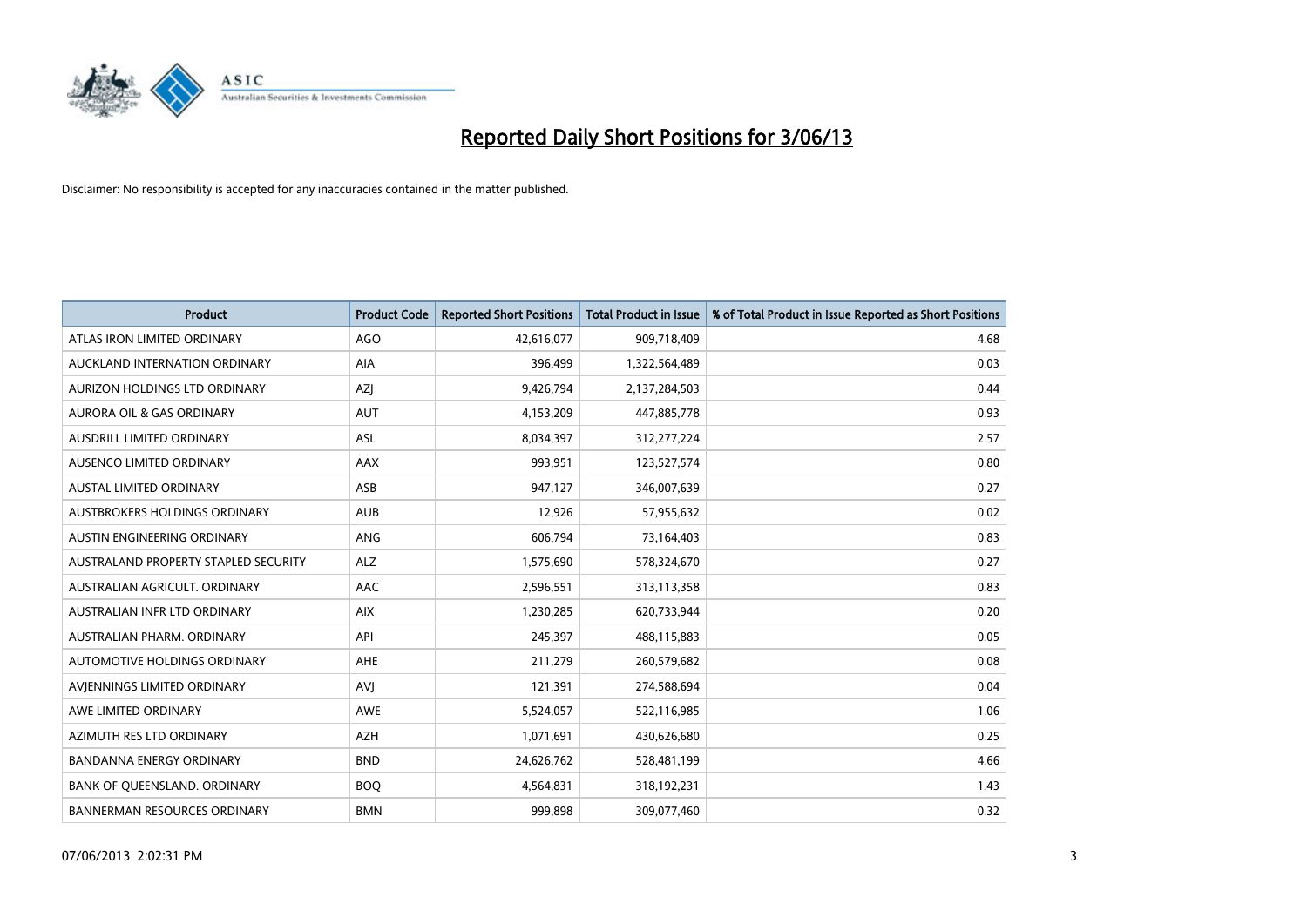# Reported Daily Short Positions for 3/06/13

Disclaimer: No responsibility is accepted for any inaccuracies contained in the matter published.

| Product | Product Code | Reported Short Positions | Total Product in Issue | % of Total Product in Issue Reported as Short Positions |
|---|---|---|---|---|
| ATLAS IRON LIMITED ORDINARY | AGO | 42,616,077 | 909,718,409 | 4.68 |
| AUCKLAND INTERNATION ORDINARY | AIA | 396,499 | 1,322,564,489 | 0.03 |
| AURIZON HOLDINGS LTD ORDINARY | AZJ | 9,426,794 | 2,137,284,503 | 0.44 |
| AURORA OIL & GAS ORDINARY | AUT | 4,153,209 | 447,885,778 | 0.93 |
| AUSDRILL LIMITED ORDINARY | ASL | 8,034,397 | 312,277,224 | 2.57 |
| AUSENCO LIMITED ORDINARY | AAX | 993,951 | 123,527,574 | 0.80 |
| AUSTAL LIMITED ORDINARY | ASB | 947,127 | 346,007,639 | 0.27 |
| AUSTBROKERS HOLDINGS ORDINARY | AUB | 12,926 | 57,955,632 | 0.02 |
| AUSTIN ENGINEERING ORDINARY | ANG | 606,794 | 73,164,403 | 0.83 |
| AUSTRALAND PROPERTY STAPLED SECURITY | ALZ | 1,575,690 | 578,324,670 | 0.27 |
| AUSTRALIAN AGRICULT. ORDINARY | AAC | 2,596,551 | 313,113,358 | 0.83 |
| AUSTRALIAN INFR LTD ORDINARY | AIX | 1,230,285 | 620,733,944 | 0.20 |
| AUSTRALIAN PHARM. ORDINARY | API | 245,397 | 488,115,883 | 0.05 |
| AUTOMOTIVE HOLDINGS ORDINARY | AHE | 211,279 | 260,579,682 | 0.08 |
| AVJENNINGS LIMITED ORDINARY | AVJ | 121,391 | 274,588,694 | 0.04 |
| AWE LIMITED ORDINARY | AWE | 5,524,057 | 522,116,985 | 1.06 |
| AZIMUTH RES LTD ORDINARY | AZH | 1,071,691 | 430,626,680 | 0.25 |
| BANDANNA ENERGY ORDINARY | BND | 24,626,762 | 528,481,199 | 4.66 |
| BANK OF QUEENSLAND. ORDINARY | BOQ | 4,564,831 | 318,192,231 | 1.43 |
| BANNERMAN RESOURCES ORDINARY | BMN | 999,898 | 309,077,460 | 0.32 |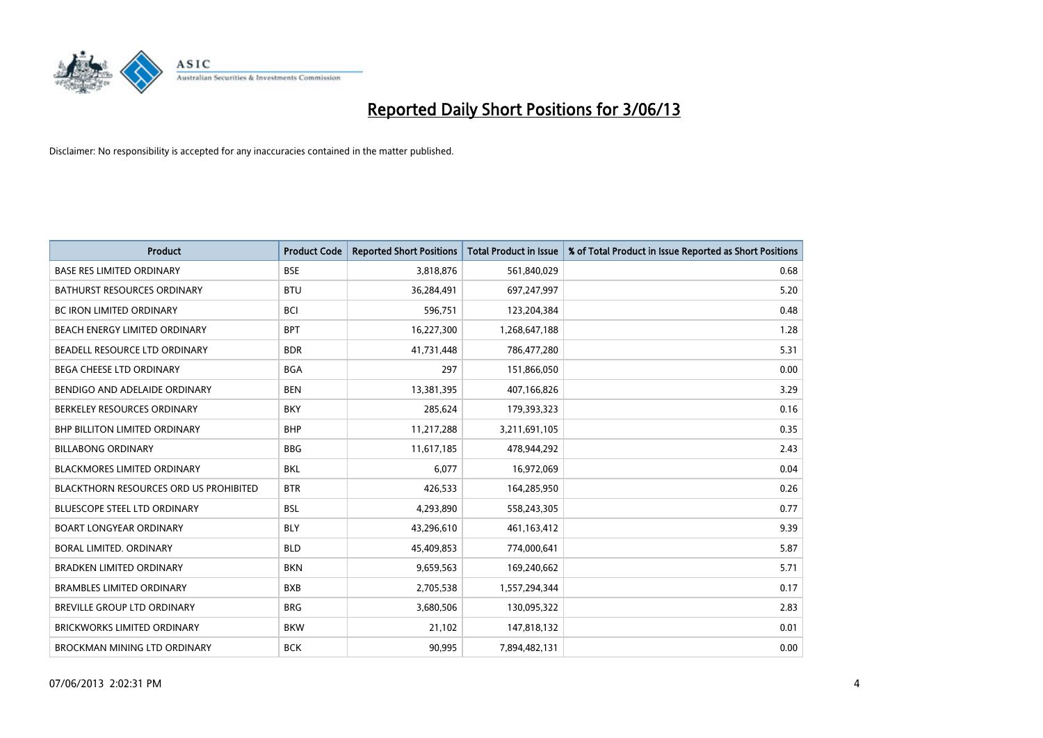# Reported Daily Short Positions for 3/06/13

Disclaimer: No responsibility is accepted for any inaccuracies contained in the matter published.

| Product | Product Code | Reported Short Positions | Total Product in Issue | % of Total Product in Issue Reported as Short Positions |
|---|---|---|---|---|
| BASE RES LIMITED ORDINARY | BSE | 3,818,876 | 561,840,029 | 0.68 |
| BATHURST RESOURCES ORDINARY | BTU | 36,284,491 | 697,247,997 | 5.20 |
| BC IRON LIMITED ORDINARY | BCI | 596,751 | 123,204,384 | 0.48 |
| BEACH ENERGY LIMITED ORDINARY | BPT | 16,227,300 | 1,268,647,188 | 1.28 |
| BEADELL RESOURCE LTD ORDINARY | BDR | 41,731,448 | 786,477,280 | 5.31 |
| BEGA CHEESE LTD ORDINARY | BGA | 297 | 151,866,050 | 0.00 |
| BENDIGO AND ADELAIDE ORDINARY | BEN | 13,381,395 | 407,166,826 | 3.29 |
| BERKELEY RESOURCES ORDINARY | BKY | 285,624 | 179,393,323 | 0.16 |
| BHP BILLITON LIMITED ORDINARY | BHP | 11,217,288 | 3,211,691,105 | 0.35 |
| BILLABONG ORDINARY | BBG | 11,617,185 | 478,944,292 | 2.43 |
| BLACKMORES LIMITED ORDINARY | BKL | 6,077 | 16,972,069 | 0.04 |
| BLACKTHORN RESOURCES ORD US PROHIBITED | BTR | 426,533 | 164,285,950 | 0.26 |
| BLUESCOPE STEEL LTD ORDINARY | BSL | 4,293,890 | 558,243,305 | 0.77 |
| BOART LONGYEAR ORDINARY | BLY | 43,296,610 | 461,163,412 | 9.39 |
| BORAL LIMITED. ORDINARY | BLD | 45,409,853 | 774,000,641 | 5.87 |
| BRADKEN LIMITED ORDINARY | BKN | 9,659,563 | 169,240,662 | 5.71 |
| BRAMBLES LIMITED ORDINARY | BXB | 2,705,538 | 1,557,294,344 | 0.17 |
| BREVILLE GROUP LTD ORDINARY | BRG | 3,680,506 | 130,095,322 | 2.83 |
| BRICKWORKS LIMITED ORDINARY | BKW | 21,102 | 147,818,132 | 0.01 |
| BROCKMAN MINING LTD ORDINARY | BCK | 90,995 | 7,894,482,131 | 0.00 |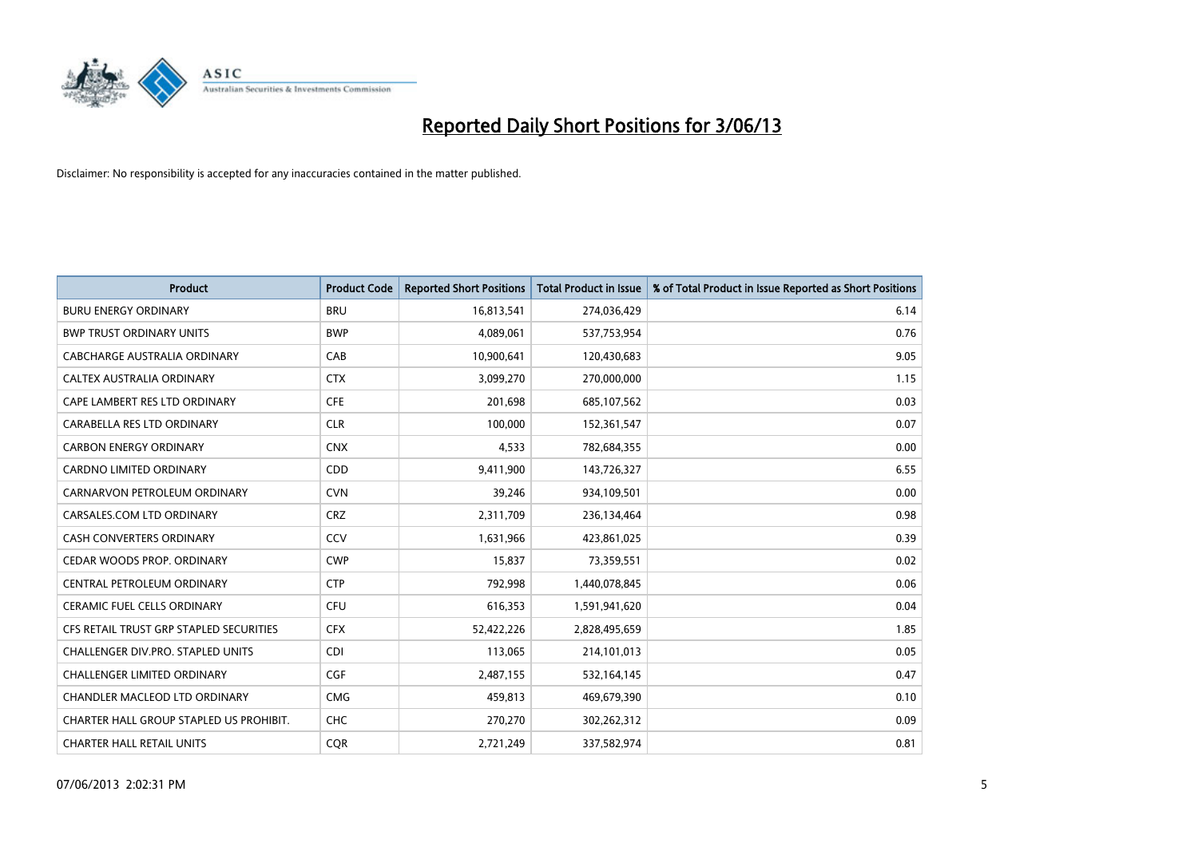# Reported Daily Short Positions for 3/06/13

Disclaimer: No responsibility is accepted for any inaccuracies contained in the matter published.

| Product | Product Code | Reported Short Positions | Total Product in Issue | % of Total Product in Issue Reported as Short Positions |
|---|---|---|---|---|
| BURU ENERGY ORDINARY | BRU | 16,813,541 | 274,036,429 | 6.14 |
| BWP TRUST ORDINARY UNITS | BWP | 4,089,061 | 537,753,954 | 0.76 |
| CABCHARGE AUSTRALIA ORDINARY | CAB | 10,900,641 | 120,430,683 | 9.05 |
| CALTEX AUSTRALIA ORDINARY | CTX | 3,099,270 | 270,000,000 | 1.15 |
| CAPE LAMBERT RES LTD ORDINARY | CFE | 201,698 | 685,107,562 | 0.03 |
| CARABELLA RES LTD ORDINARY | CLR | 100,000 | 152,361,547 | 0.07 |
| CARBON ENERGY ORDINARY | CNX | 4,533 | 782,684,355 | 0.00 |
| CARDNO LIMITED ORDINARY | CDD | 9,411,900 | 143,726,327 | 6.55 |
| CARNARVON PETROLEUM ORDINARY | CVN | 39,246 | 934,109,501 | 0.00 |
| CARSALES.COM LTD ORDINARY | CRZ | 2,311,709 | 236,134,464 | 0.98 |
| CASH CONVERTERS ORDINARY | CCV | 1,631,966 | 423,861,025 | 0.39 |
| CEDAR WOODS PROP. ORDINARY | CWP | 15,837 | 73,359,551 | 0.02 |
| CENTRAL PETROLEUM ORDINARY | CTP | 792,998 | 1,440,078,845 | 0.06 |
| CERAMIC FUEL CELLS ORDINARY | CFU | 616,353 | 1,591,941,620 | 0.04 |
| CFS RETAIL TRUST GRP STAPLED SECURITIES | CFX | 52,422,226 | 2,828,495,659 | 1.85 |
| CHALLENGER DIV.PRO. STAPLED UNITS | CDI | 113,065 | 214,101,013 | 0.05 |
| CHALLENGER LIMITED ORDINARY | CGF | 2,487,155 | 532,164,145 | 0.47 |
| CHANDLER MACLEOD LTD ORDINARY | CMG | 459,813 | 469,679,390 | 0.10 |
| CHARTER HALL GROUP STAPLED US PROHIBIT. | CHC | 270,270 | 302,262,312 | 0.09 |
| CHARTER HALL RETAIL UNITS | CQR | 2,721,249 | 337,582,974 | 0.81 |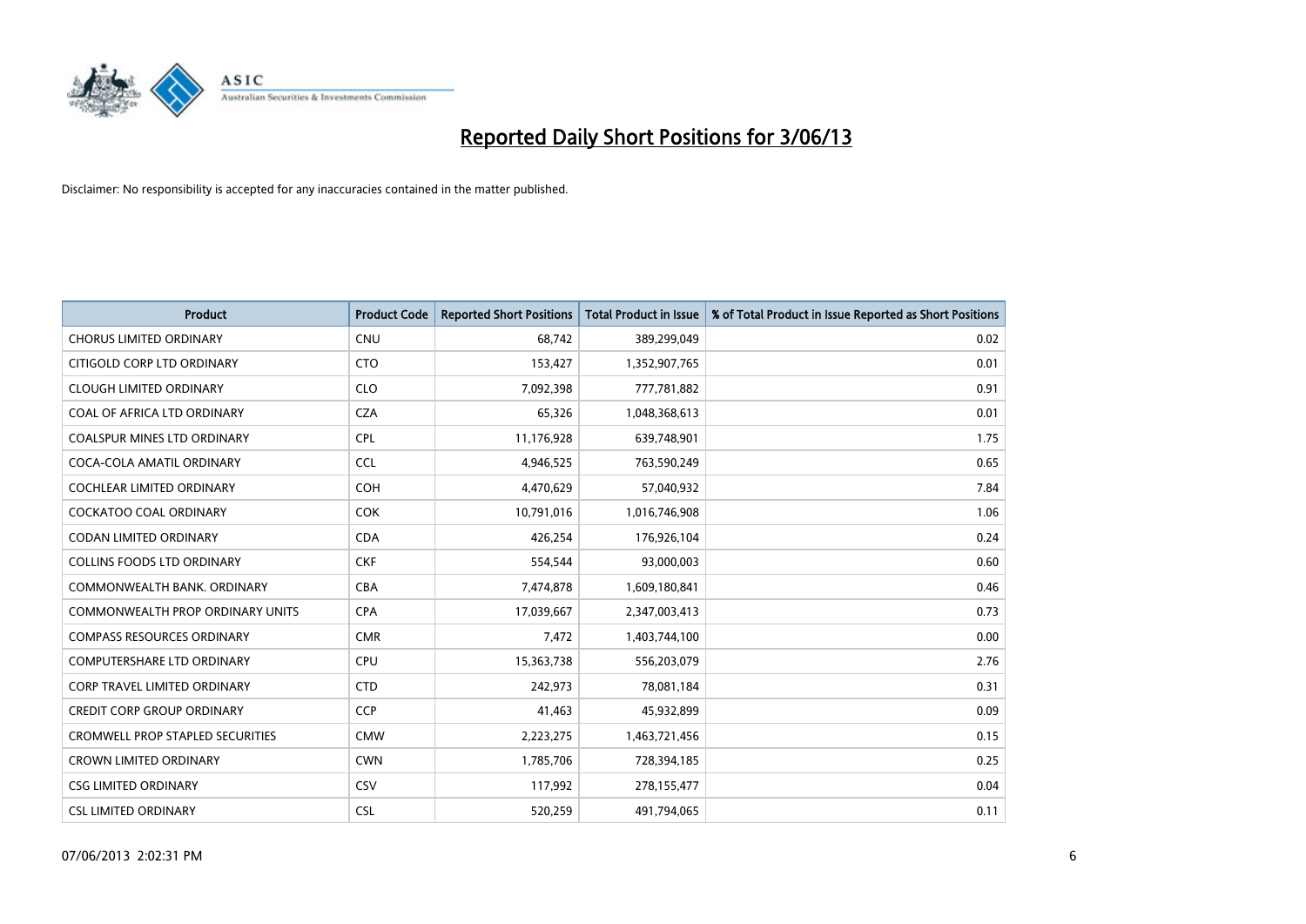# Reported Daily Short Positions for 3/06/13

Disclaimer: No responsibility is accepted for any inaccuracies contained in the matter published.

| Product | Product Code | Reported Short Positions | Total Product in Issue | % of Total Product in Issue Reported as Short Positions |
|---|---|---|---|---|
| CHORUS LIMITED ORDINARY | CNU | 68,742 | 389,299,049 | 0.02 |
| CITIGOLD CORP LTD ORDINARY | CTO | 153,427 | 1,352,907,765 | 0.01 |
| CLOUGH LIMITED ORDINARY | CLO | 7,092,398 | 777,781,882 | 0.91 |
| COAL OF AFRICA LTD ORDINARY | CZA | 65,326 | 1,048,368,613 | 0.01 |
| COALSPUR MINES LTD ORDINARY | CPL | 11,176,928 | 639,748,901 | 1.75 |
| COCA-COLA AMATIL ORDINARY | CCL | 4,946,525 | 763,590,249 | 0.65 |
| COCHLEAR LIMITED ORDINARY | COH | 4,470,629 | 57,040,932 | 7.84 |
| COCKATOO COAL ORDINARY | COK | 10,791,016 | 1,016,746,908 | 1.06 |
| CODAN LIMITED ORDINARY | CDA | 426,254 | 176,926,104 | 0.24 |
| COLLINS FOODS LTD ORDINARY | CKF | 554,544 | 93,000,003 | 0.60 |
| COMMONWEALTH BANK. ORDINARY | CBA | 7,474,878 | 1,609,180,841 | 0.46 |
| COMMONWEALTH PROP ORDINARY UNITS | CPA | 17,039,667 | 2,347,003,413 | 0.73 |
| COMPASS RESOURCES ORDINARY | CMR | 7,472 | 1,403,744,100 | 0.00 |
| COMPUTERSHARE LTD ORDINARY | CPU | 15,363,738 | 556,203,079 | 2.76 |
| CORP TRAVEL LIMITED ORDINARY | CTD | 242,973 | 78,081,184 | 0.31 |
| CREDIT CORP GROUP ORDINARY | CCP | 41,463 | 45,932,899 | 0.09 |
| CROMWELL PROP STAPLED SECURITIES | CMW | 2,223,275 | 1,463,721,456 | 0.15 |
| CROWN LIMITED ORDINARY | CWN | 1,785,706 | 728,394,185 | 0.25 |
| CSG LIMITED ORDINARY | CSV | 117,992 | 278,155,477 | 0.04 |
| CSL LIMITED ORDINARY | CSL | 520,259 | 491,794,065 | 0.11 |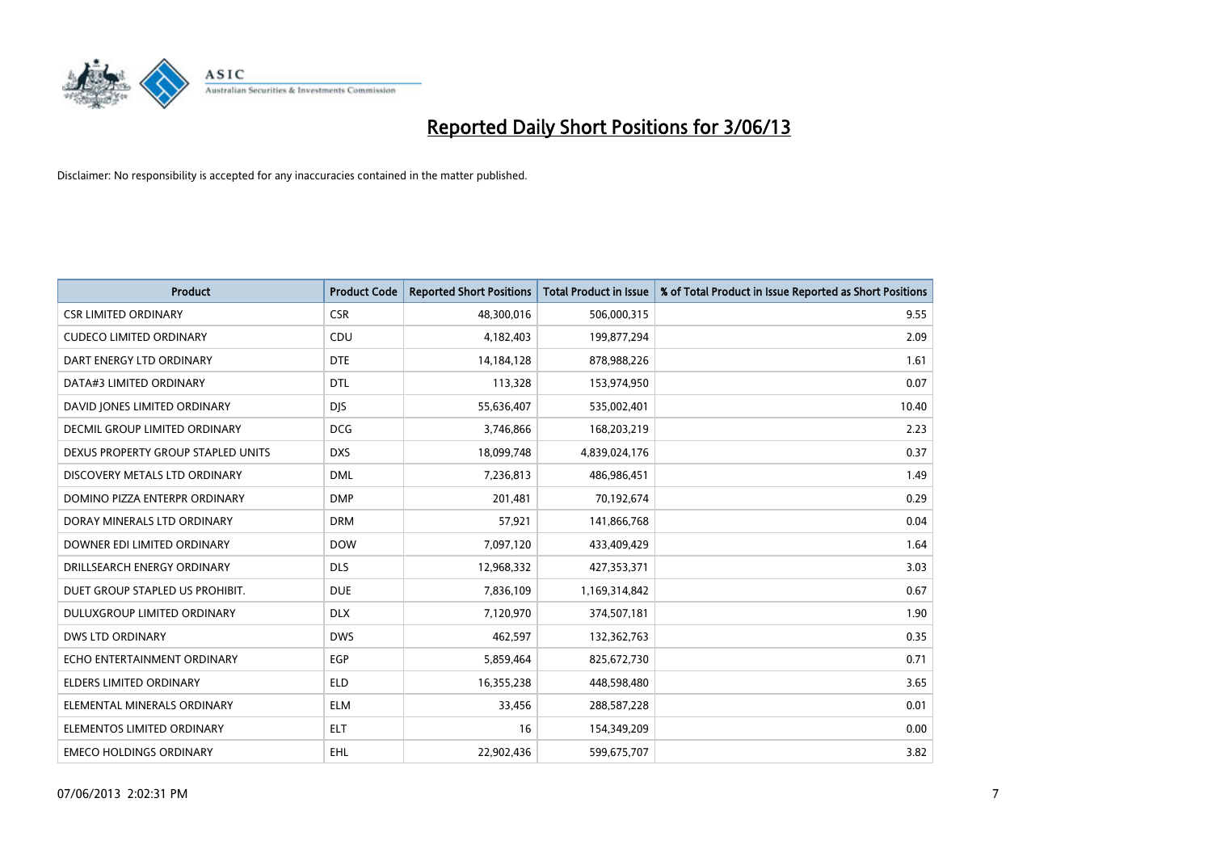# Reported Daily Short Positions for 3/06/13

Disclaimer: No responsibility is accepted for any inaccuracies contained in the matter published.

| Product | Product Code | Reported Short Positions | Total Product in Issue | % of Total Product in Issue Reported as Short Positions |
|---|---|---|---|---|
| CSR LIMITED ORDINARY | CSR | 48,300,016 | 506,000,315 | 9.55 |
| CUDECO LIMITED ORDINARY | CDU | 4,182,403 | 199,877,294 | 2.09 |
| DART ENERGY LTD ORDINARY | DTE | 14,184,128 | 878,988,226 | 1.61 |
| DATA#3 LIMITED ORDINARY | DTL | 113,328 | 153,974,950 | 0.07 |
| DAVID JONES LIMITED ORDINARY | DJS | 55,636,407 | 535,002,401 | 10.40 |
| DECMIL GROUP LIMITED ORDINARY | DCG | 3,746,866 | 168,203,219 | 2.23 |
| DEXUS PROPERTY GROUP STAPLED UNITS | DXS | 18,099,748 | 4,839,024,176 | 0.37 |
| DISCOVERY METALS LTD ORDINARY | DML | 7,236,813 | 486,986,451 | 1.49 |
| DOMINO PIZZA ENTERPR ORDINARY | DMP | 201,481 | 70,192,674 | 0.29 |
| DORAY MINERALS LTD ORDINARY | DRM | 57,921 | 141,866,768 | 0.04 |
| DOWNER EDI LIMITED ORDINARY | DOW | 7,097,120 | 433,409,429 | 1.64 |
| DRILLSEARCH ENERGY ORDINARY | DLS | 12,968,332 | 427,353,371 | 3.03 |
| DUET GROUP STAPLED US PROHIBIT. | DUE | 7,836,109 | 1,169,314,842 | 0.67 |
| DULUXGROUP LIMITED ORDINARY | DLX | 7,120,970 | 374,507,181 | 1.90 |
| DWS LTD ORDINARY | DWS | 462,597 | 132,362,763 | 0.35 |
| ECHO ENTERTAINMENT ORDINARY | EGP | 5,859,464 | 825,672,730 | 0.71 |
| ELDERS LIMITED ORDINARY | ELD | 16,355,238 | 448,598,480 | 3.65 |
| ELEMENTAL MINERALS ORDINARY | ELM | 33,456 | 288,587,228 | 0.01 |
| ELEMENTOS LIMITED ORDINARY | ELT | 16 | 154,349,209 | 0.00 |
| EMECO HOLDINGS ORDINARY | EHL | 22,902,436 | 599,675,707 | 3.82 |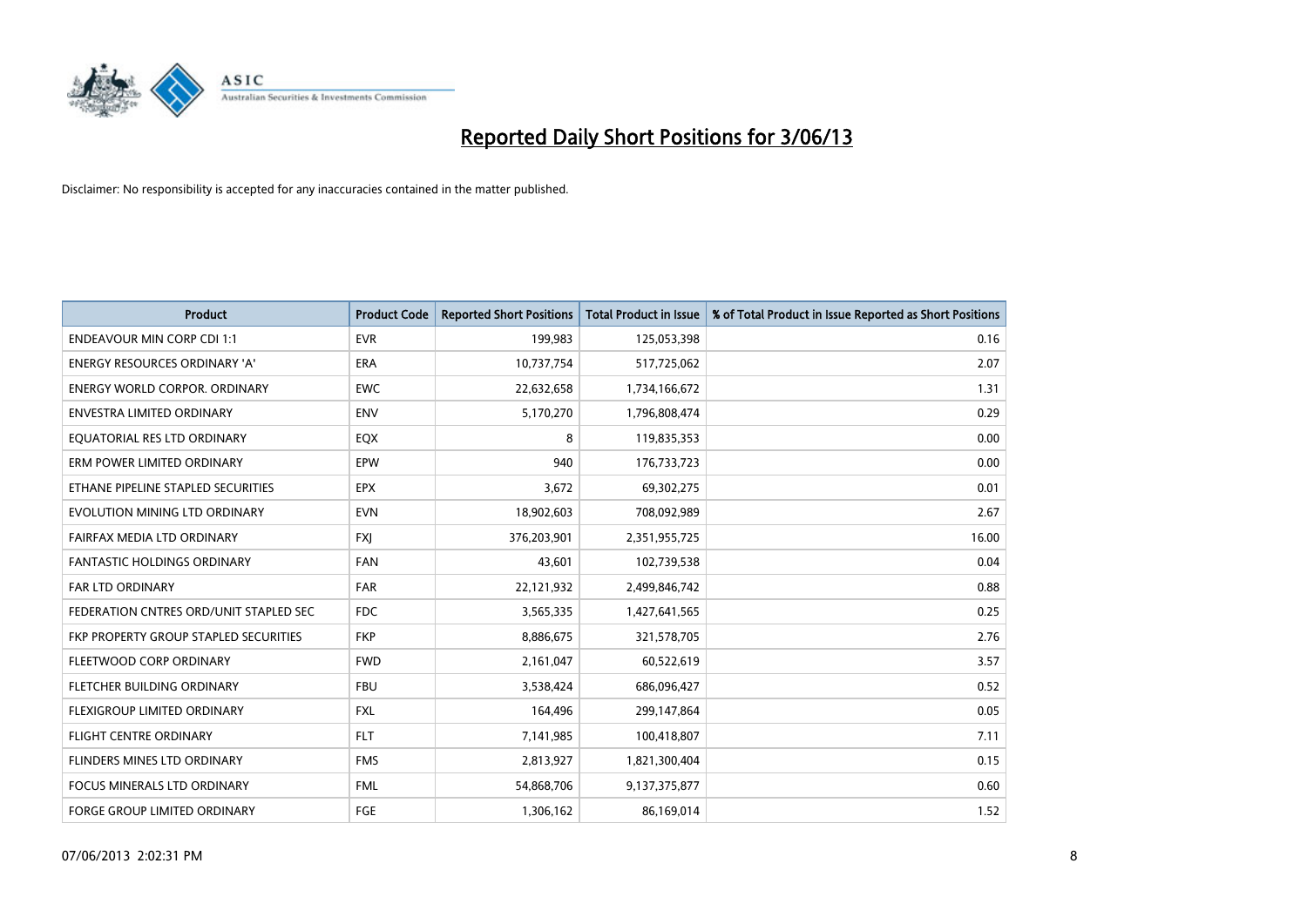# Reported Daily Short Positions for 3/06/13

Disclaimer: No responsibility is accepted for any inaccuracies contained in the matter published.

| Product | Product Code | Reported Short Positions | Total Product in Issue | % of Total Product in Issue Reported as Short Positions |
|---|---|---|---|---|
| ENDEAVOUR MIN CORP CDI 1:1 | EVR | 199,983 | 125,053,398 | 0.16 |
| ENERGY RESOURCES ORDINARY 'A' | ERA | 10,737,754 | 517,725,062 | 2.07 |
| ENERGY WORLD CORPOR. ORDINARY | EWC | 22,632,658 | 1,734,166,672 | 1.31 |
| ENVESTRA LIMITED ORDINARY | ENV | 5,170,270 | 1,796,808,474 | 0.29 |
| EQUATORIAL RES LTD ORDINARY | EQX | 8 | 119,835,353 | 0.00 |
| ERM POWER LIMITED ORDINARY | EPW | 940 | 176,733,723 | 0.00 |
| ETHANE PIPELINE STAPLED SECURITIES | EPX | 3,672 | 69,302,275 | 0.01 |
| EVOLUTION MINING LTD ORDINARY | EVN | 18,902,603 | 708,092,989 | 2.67 |
| FAIRFAX MEDIA LTD ORDINARY | FXJ | 376,203,901 | 2,351,955,725 | 16.00 |
| FANTASTIC HOLDINGS ORDINARY | FAN | 43,601 | 102,739,538 | 0.04 |
| FAR LTD ORDINARY | FAR | 22,121,932 | 2,499,846,742 | 0.88 |
| FEDERATION CNTRES ORD/UNIT STAPLED SEC | FDC | 3,565,335 | 1,427,641,565 | 0.25 |
| FKP PROPERTY GROUP STAPLED SECURITIES | FKP | 8,886,675 | 321,578,705 | 2.76 |
| FLEETWOOD CORP ORDINARY | FWD | 2,161,047 | 60,522,619 | 3.57 |
| FLETCHER BUILDING ORDINARY | FBU | 3,538,424 | 686,096,427 | 0.52 |
| FLEXIGROUP LIMITED ORDINARY | FXL | 164,496 | 299,147,864 | 0.05 |
| FLIGHT CENTRE ORDINARY | FLT | 7,141,985 | 100,418,807 | 7.11 |
| FLINDERS MINES LTD ORDINARY | FMS | 2,813,927 | 1,821,300,404 | 0.15 |
| FOCUS MINERALS LTD ORDINARY | FML | 54,868,706 | 9,137,375,877 | 0.60 |
| FORGE GROUP LIMITED ORDINARY | FGE | 1,306,162 | 86,169,014 | 1.52 |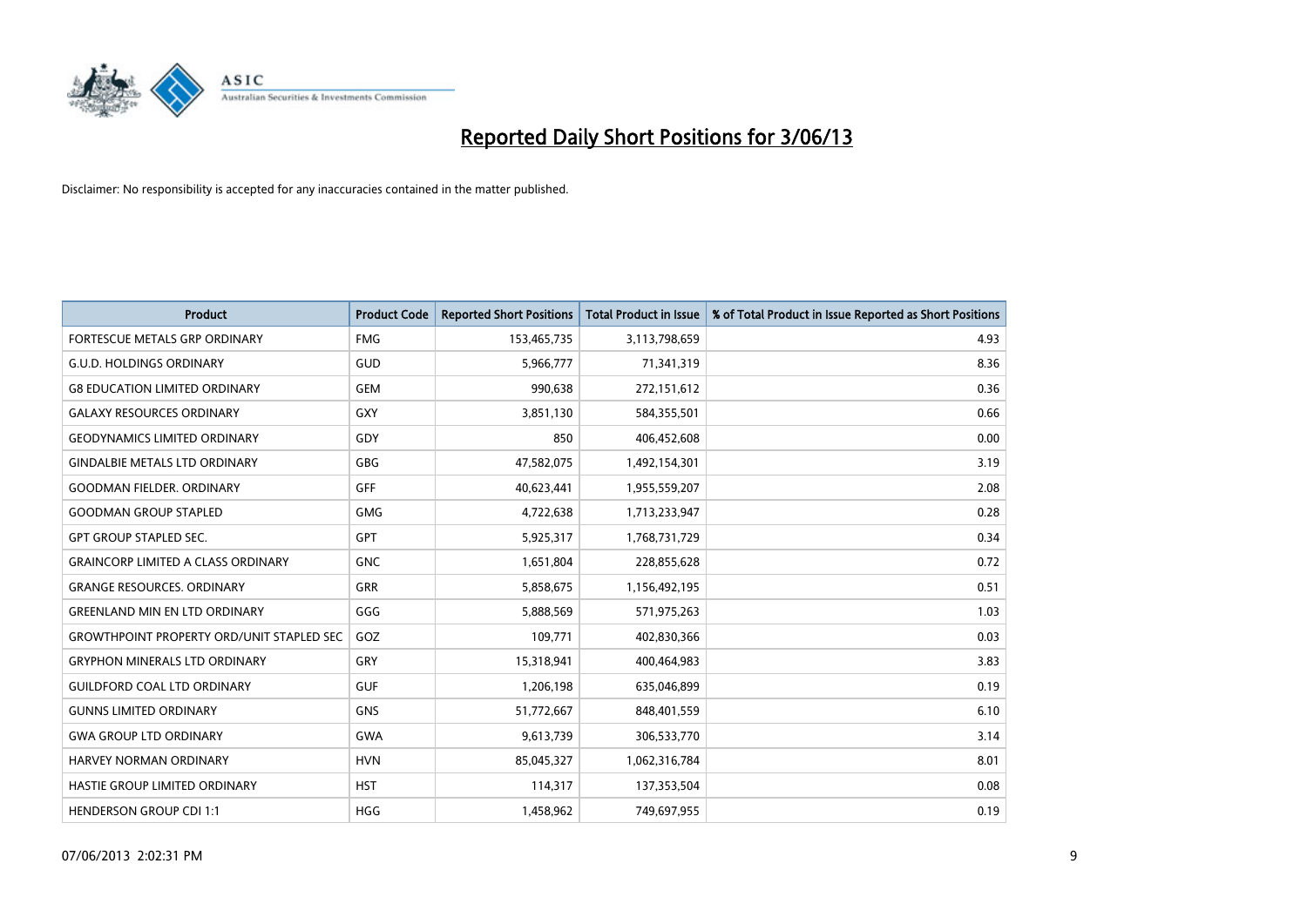# Reported Daily Short Positions for 3/06/13

Disclaimer: No responsibility is accepted for any inaccuracies contained in the matter published.

| Product | Product Code | Reported Short Positions | Total Product in Issue | % of Total Product in Issue Reported as Short Positions |
|---|---|---|---|---|
| FORTESCUE METALS GRP ORDINARY | FMG | 153,465,735 | 3,113,798,659 | 4.93 |
| G.U.D. HOLDINGS ORDINARY | GUD | 5,966,777 | 71,341,319 | 8.36 |
| G8 EDUCATION LIMITED ORDINARY | GEM | 990,638 | 272,151,612 | 0.36 |
| GALAXY RESOURCES ORDINARY | GXY | 3,851,130 | 584,355,501 | 0.66 |
| GEODYNAMICS LIMITED ORDINARY | GDY | 850 | 406,452,608 | 0.00 |
| GINDALBIE METALS LTD ORDINARY | GBG | 47,582,075 | 1,492,154,301 | 3.19 |
| GOODMAN FIELDER. ORDINARY | GFF | 40,623,441 | 1,955,559,207 | 2.08 |
| GOODMAN GROUP STAPLED | GMG | 4,722,638 | 1,713,233,947 | 0.28 |
| GPT GROUP STAPLED SEC. | GPT | 5,925,317 | 1,768,731,729 | 0.34 |
| GRAINCORP LIMITED A CLASS ORDINARY | GNC | 1,651,804 | 228,855,628 | 0.72 |
| GRANGE RESOURCES. ORDINARY | GRR | 5,858,675 | 1,156,492,195 | 0.51 |
| GREENLAND MIN EN LTD ORDINARY | GGG | 5,888,569 | 571,975,263 | 1.03 |
| GROWTHPOINT PROPERTY ORD/UNIT STAPLED SEC | GOZ | 109,771 | 402,830,366 | 0.03 |
| GRYPHON MINERALS LTD ORDINARY | GRY | 15,318,941 | 400,464,983 | 3.83 |
| GUILDFORD COAL LTD ORDINARY | GUF | 1,206,198 | 635,046,899 | 0.19 |
| GUNNS LIMITED ORDINARY | GNS | 51,772,667 | 848,401,559 | 6.10 |
| GWA GROUP LTD ORDINARY | GWA | 9,613,739 | 306,533,770 | 3.14 |
| HARVEY NORMAN ORDINARY | HVN | 85,045,327 | 1,062,316,784 | 8.01 |
| HASTIE GROUP LIMITED ORDINARY | HST | 114,317 | 137,353,504 | 0.08 |
| HENDERSON GROUP CDI 1:1 | HGG | 1,458,962 | 749,697,955 | 0.19 |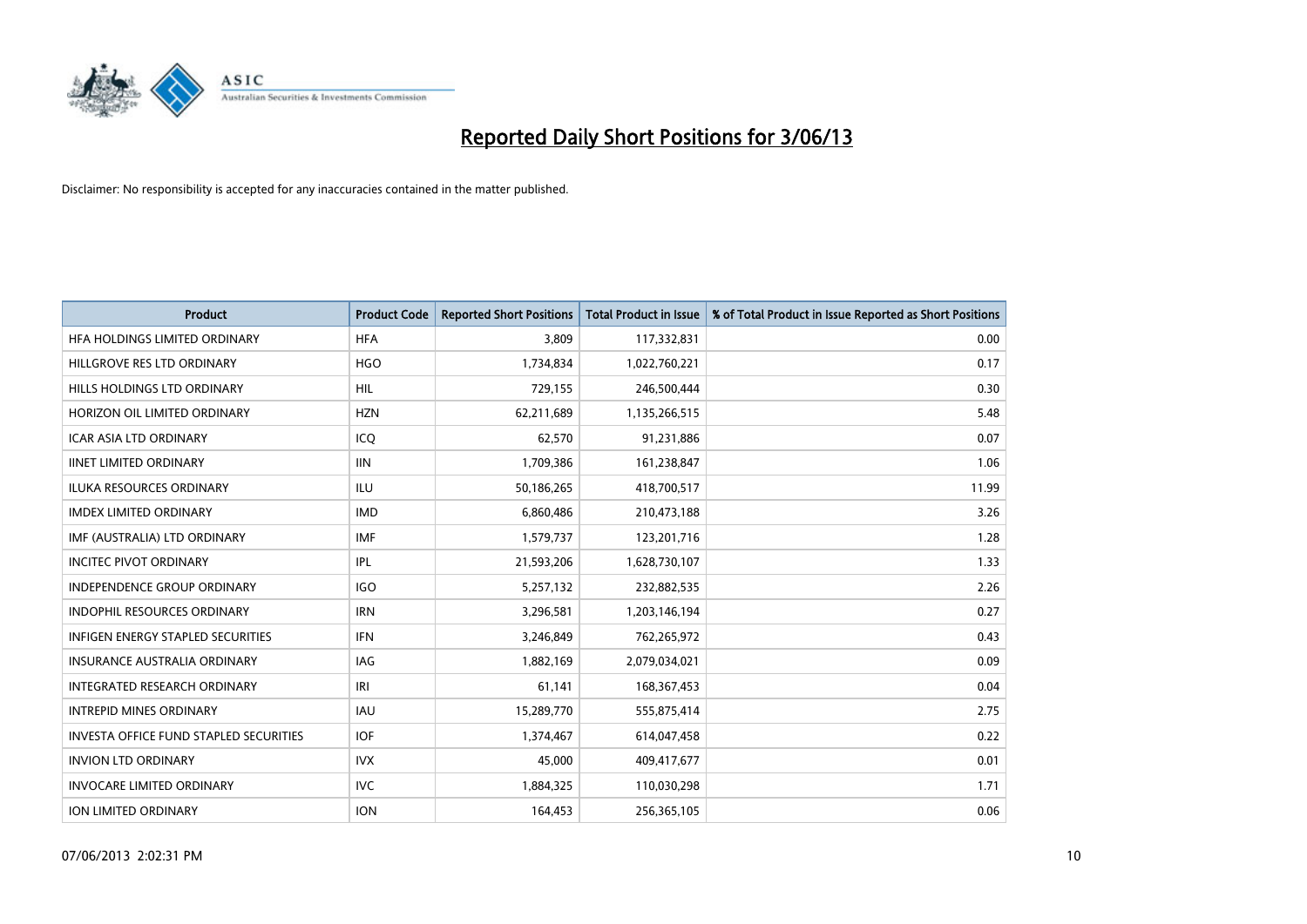# Reported Daily Short Positions for 3/06/13

Disclaimer: No responsibility is accepted for any inaccuracies contained in the matter published.

| Product | Product Code | Reported Short Positions | Total Product in Issue | % of Total Product in Issue Reported as Short Positions |
|---|---|---|---|---|
| HFA HOLDINGS LIMITED ORDINARY | HFA | 3,809 | 117,332,831 | 0.00 |
| HILLGROVE RES LTD ORDINARY | HGO | 1,734,834 | 1,022,760,221 | 0.17 |
| HILLS HOLDINGS LTD ORDINARY | HIL | 729,155 | 246,500,444 | 0.30 |
| HORIZON OIL LIMITED ORDINARY | HZN | 62,211,689 | 1,135,266,515 | 5.48 |
| ICAR ASIA LTD ORDINARY | ICQ | 62,570 | 91,231,886 | 0.07 |
| IINET LIMITED ORDINARY | IIN | 1,709,386 | 161,238,847 | 1.06 |
| ILUKA RESOURCES ORDINARY | ILU | 50,186,265 | 418,700,517 | 11.99 |
| IMDEX LIMITED ORDINARY | IMD | 6,860,486 | 210,473,188 | 3.26 |
| IMF (AUSTRALIA) LTD ORDINARY | IMF | 1,579,737 | 123,201,716 | 1.28 |
| INCITEC PIVOT ORDINARY | IPL | 21,593,206 | 1,628,730,107 | 1.33 |
| INDEPENDENCE GROUP ORDINARY | IGO | 5,257,132 | 232,882,535 | 2.26 |
| INDOPHIL RESOURCES ORDINARY | IRN | 3,296,581 | 1,203,146,194 | 0.27 |
| INFIGEN ENERGY STAPLED SECURITIES | IFN | 3,246,849 | 762,265,972 | 0.43 |
| INSURANCE AUSTRALIA ORDINARY | IAG | 1,882,169 | 2,079,034,021 | 0.09 |
| INTEGRATED RESEARCH ORDINARY | IRI | 61,141 | 168,367,453 | 0.04 |
| INTREPID MINES ORDINARY | IAU | 15,289,770 | 555,875,414 | 2.75 |
| INVESTA OFFICE FUND STAPLED SECURITIES | IOF | 1,374,467 | 614,047,458 | 0.22 |
| INVION LTD ORDINARY | IVX | 45,000 | 409,417,677 | 0.01 |
| INVOCARE LIMITED ORDINARY | IVC | 1,884,325 | 110,030,298 | 1.71 |
| ION LIMITED ORDINARY | ION | 164,453 | 256,365,105 | 0.06 |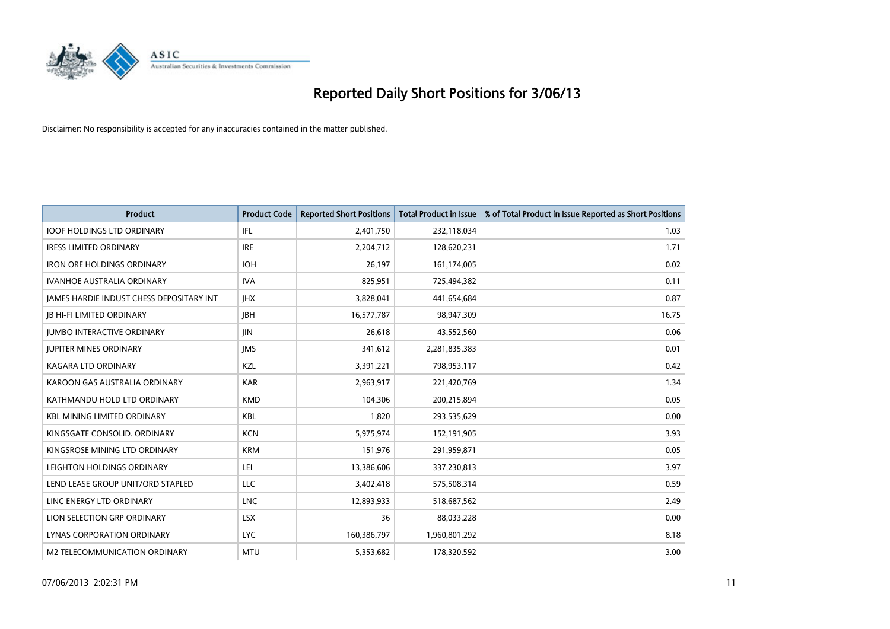# Reported Daily Short Positions for 3/06/13

Disclaimer: No responsibility is accepted for any inaccuracies contained in the matter published.

| Product | Product Code | Reported Short Positions | Total Product in Issue | % of Total Product in Issue Reported as Short Positions |
|---|---|---|---|---|
| IOOF HOLDINGS LTD ORDINARY | IFL | 2,401,750 | 232,118,034 | 1.03 |
| IRESS LIMITED ORDINARY | IRE | 2,204,712 | 128,620,231 | 1.71 |
| IRON ORE HOLDINGS ORDINARY | IOH | 26,197 | 161,174,005 | 0.02 |
| IVANHOE AUSTRALIA ORDINARY | IVA | 825,951 | 725,494,382 | 0.11 |
| JAMES HARDIE INDUST CHESS DEPOSITARY INT | JHX | 3,828,041 | 441,654,684 | 0.87 |
| JB HI-FI LIMITED ORDINARY | JBH | 16,577,787 | 98,947,309 | 16.75 |
| JUMBO INTERACTIVE ORDINARY | JIN | 26,618 | 43,552,560 | 0.06 |
| JUPITER MINES ORDINARY | JMS | 341,612 | 2,281,835,383 | 0.01 |
| KAGARA LTD ORDINARY | KZL | 3,391,221 | 798,953,117 | 0.42 |
| KAROON GAS AUSTRALIA ORDINARY | KAR | 2,963,917 | 221,420,769 | 1.34 |
| KATHMANDU HOLD LTD ORDINARY | KMD | 104,306 | 200,215,894 | 0.05 |
| KBL MINING LIMITED ORDINARY | KBL | 1,820 | 293,535,629 | 0.00 |
| KINGSGATE CONSOLID. ORDINARY | KCN | 5,975,974 | 152,191,905 | 3.93 |
| KINGSROSE MINING LTD ORDINARY | KRM | 151,976 | 291,959,871 | 0.05 |
| LEIGHTON HOLDINGS ORDINARY | LEI | 13,386,606 | 337,230,813 | 3.97 |
| LEND LEASE GROUP UNIT/ORD STAPLED | LLC | 3,402,418 | 575,508,314 | 0.59 |
| LINC ENERGY LTD ORDINARY | LNC | 12,893,933 | 518,687,562 | 2.49 |
| LION SELECTION GRP ORDINARY | LSX | 36 | 88,033,228 | 0.00 |
| LYNAS CORPORATION ORDINARY | LYC | 160,386,797 | 1,960,801,292 | 8.18 |
| M2 TELECOMMUNICATION ORDINARY | MTU | 5,353,682 | 178,320,592 | 3.00 |

07/06/2013 2:02:31 PM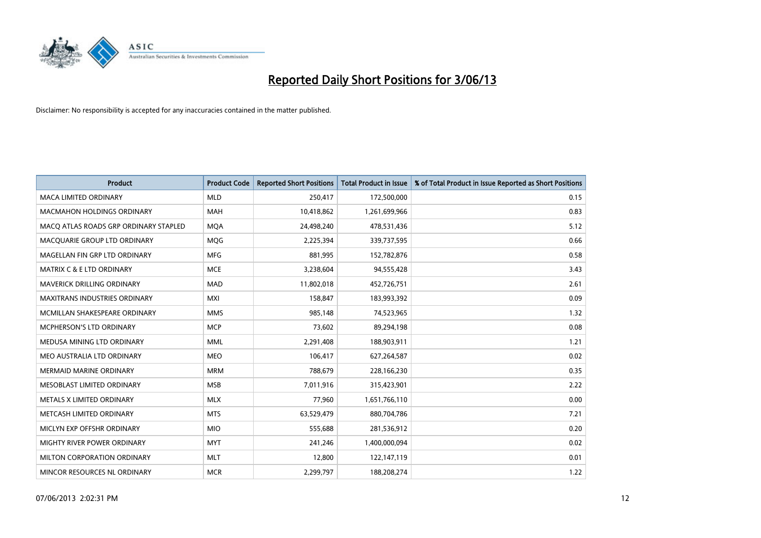# Reported Daily Short Positions for 3/06/13

Disclaimer: No responsibility is accepted for any inaccuracies contained in the matter published.

| Product | Product Code | Reported Short Positions | Total Product in Issue | % of Total Product in Issue Reported as Short Positions |
|---|---|---|---|---|
| MACA LIMITED ORDINARY | MLD | 250,417 | 172,500,000 | 0.15 |
| MACMAHON HOLDINGS ORDINARY | MAH | 10,418,862 | 1,261,699,966 | 0.83 |
| MACQ ATLAS ROADS GRP ORDINARY STAPLED | MQA | 24,498,240 | 478,531,436 | 5.12 |
| MACQUARIE GROUP LTD ORDINARY | MQG | 2,225,394 | 339,737,595 | 0.66 |
| MAGELLAN FIN GRP LTD ORDINARY | MFG | 881,995 | 152,782,876 | 0.58 |
| MATRIX C & E LTD ORDINARY | MCE | 3,238,604 | 94,555,428 | 3.43 |
| MAVERICK DRILLING ORDINARY | MAD | 11,802,018 | 452,726,751 | 2.61 |
| MAXITRANS INDUSTRIES ORDINARY | MXI | 158,847 | 183,993,392 | 0.09 |
| MCMILLAN SHAKESPEARE ORDINARY | MMS | 985,148 | 74,523,965 | 1.32 |
| MCPHERSON'S LTD ORDINARY | MCP | 73,602 | 89,294,198 | 0.08 |
| MEDUSA MINING LTD ORDINARY | MML | 2,291,408 | 188,903,911 | 1.21 |
| MEO AUSTRALIA LTD ORDINARY | MEO | 106,417 | 627,264,587 | 0.02 |
| MERMAID MARINE ORDINARY | MRM | 788,679 | 228,166,230 | 0.35 |
| MESOBLAST LIMITED ORDINARY | MSB | 7,011,916 | 315,423,901 | 2.22 |
| METALS X LIMITED ORDINARY | MLX | 77,960 | 1,651,766,110 | 0.00 |
| METCASH LIMITED ORDINARY | MTS | 63,529,479 | 880,704,786 | 7.21 |
| MICLYN EXP OFFSHR ORDINARY | MIO | 555,688 | 281,536,912 | 0.20 |
| MIGHTY RIVER POWER ORDINARY | MYT | 241,246 | 1,400,000,094 | 0.02 |
| MILTON CORPORATION ORDINARY | MLT | 12,800 | 122,147,119 | 0.01 |
| MINCOR RESOURCES NL ORDINARY | MCR | 2,299,797 | 188,208,274 | 1.22 |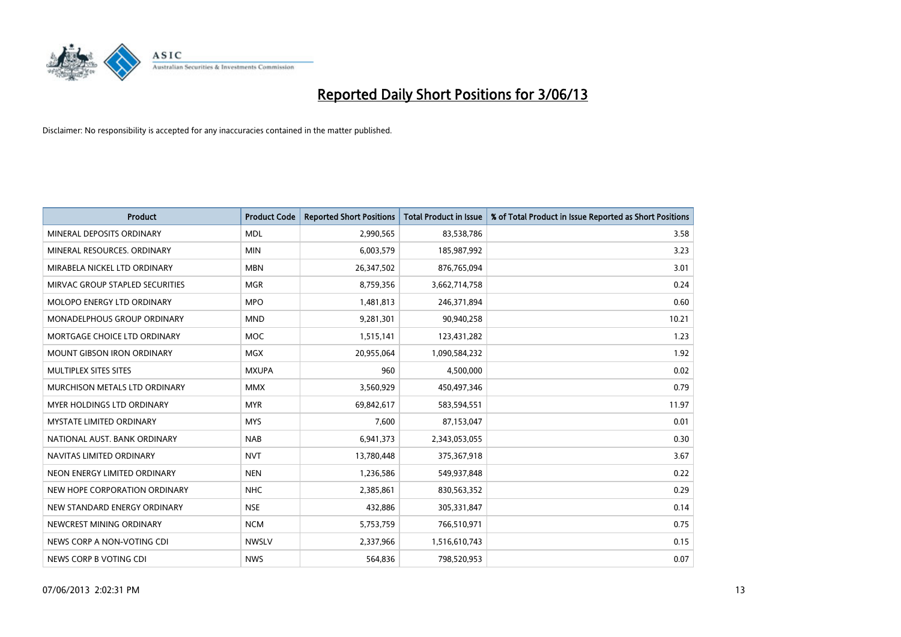# Reported Daily Short Positions for 3/06/13

Disclaimer: No responsibility is accepted for any inaccuracies contained in the matter published.

| Product | Product Code | Reported Short Positions | Total Product in Issue | % of Total Product in Issue Reported as Short Positions |
|---|---|---|---|---|
| MINERAL DEPOSITS ORDINARY | MDL | 2,990,565 | 83,538,786 | 3.58 |
| MINERAL RESOURCES. ORDINARY | MIN | 6,003,579 | 185,987,992 | 3.23 |
| MIRABELA NICKEL LTD ORDINARY | MBN | 26,347,502 | 876,765,094 | 3.01 |
| MIRVAC GROUP STAPLED SECURITIES | MGR | 8,759,356 | 3,662,714,758 | 0.24 |
| MOLOPO ENERGY LTD ORDINARY | MPO | 1,481,813 | 246,371,894 | 0.60 |
| MONADELPHOUS GROUP ORDINARY | MND | 9,281,301 | 90,940,258 | 10.21 |
| MORTGAGE CHOICE LTD ORDINARY | MOC | 1,515,141 | 123,431,282 | 1.23 |
| MOUNT GIBSON IRON ORDINARY | MGX | 20,955,064 | 1,090,584,232 | 1.92 |
| MULTIPLEX SITES SITES | MXUPA | 960 | 4,500,000 | 0.02 |
| MURCHISON METALS LTD ORDINARY | MMX | 3,560,929 | 450,497,346 | 0.79 |
| MYER HOLDINGS LTD ORDINARY | MYR | 69,842,617 | 583,594,551 | 11.97 |
| MYSTATE LIMITED ORDINARY | MYS | 7,600 | 87,153,047 | 0.01 |
| NATIONAL AUST. BANK ORDINARY | NAB | 6,941,373 | 2,343,053,055 | 0.30 |
| NAVITAS LIMITED ORDINARY | NVT | 13,780,448 | 375,367,918 | 3.67 |
| NEON ENERGY LIMITED ORDINARY | NEN | 1,236,586 | 549,937,848 | 0.22 |
| NEW HOPE CORPORATION ORDINARY | NHC | 2,385,861 | 830,563,352 | 0.29 |
| NEW STANDARD ENERGY ORDINARY | NSE | 432,886 | 305,331,847 | 0.14 |
| NEWCREST MINING ORDINARY | NCM | 5,753,759 | 766,510,971 | 0.75 |
| NEWS CORP A NON-VOTING CDI | NWSLV | 2,337,966 | 1,516,610,743 | 0.15 |
| NEWS CORP B VOTING CDI | NWS | 564,836 | 798,520,953 | 0.07 |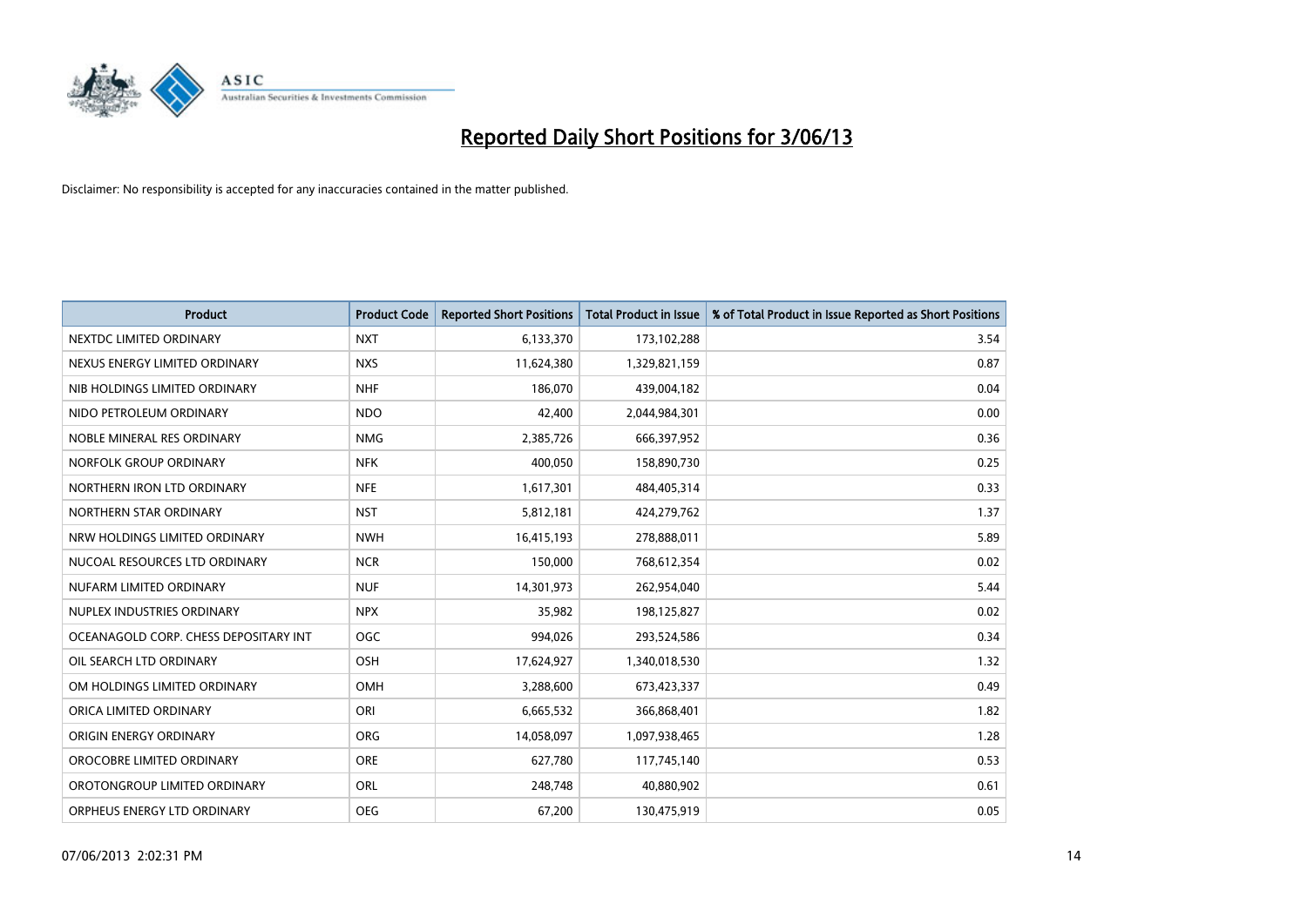# Reported Daily Short Positions for 3/06/13

Disclaimer: No responsibility is accepted for any inaccuracies contained in the matter published.

| Product | Product Code | Reported Short Positions | Total Product in Issue | % of Total Product in Issue Reported as Short Positions |
|---|---|---|---|---|
| NEXTDC LIMITED ORDINARY | NXT | 6,133,370 | 173,102,288 | 3.54 |
| NEXUS ENERGY LIMITED ORDINARY | NXS | 11,624,380 | 1,329,821,159 | 0.87 |
| NIB HOLDINGS LIMITED ORDINARY | NHF | 186,070 | 439,004,182 | 0.04 |
| NIDO PETROLEUM ORDINARY | NDO | 42,400 | 2,044,984,301 | 0.00 |
| NOBLE MINERAL RES ORDINARY | NMG | 2,385,726 | 666,397,952 | 0.36 |
| NORFOLK GROUP ORDINARY | NFK | 400,050 | 158,890,730 | 0.25 |
| NORTHERN IRON LTD ORDINARY | NFE | 1,617,301 | 484,405,314 | 0.33 |
| NORTHERN STAR ORDINARY | NST | 5,812,181 | 424,279,762 | 1.37 |
| NRW HOLDINGS LIMITED ORDINARY | NWH | 16,415,193 | 278,888,011 | 5.89 |
| NUCOAL RESOURCES LTD ORDINARY | NCR | 150,000 | 768,612,354 | 0.02 |
| NUFARM LIMITED ORDINARY | NUF | 14,301,973 | 262,954,040 | 5.44 |
| NUPLEX INDUSTRIES ORDINARY | NPX | 35,982 | 198,125,827 | 0.02 |
| OCEANAGOLD CORP. CHESS DEPOSITARY INT | OGC | 994,026 | 293,524,586 | 0.34 |
| OIL SEARCH LTD ORDINARY | OSH | 17,624,927 | 1,340,018,530 | 1.32 |
| OM HOLDINGS LIMITED ORDINARY | OMH | 3,288,600 | 673,423,337 | 0.49 |
| ORICA LIMITED ORDINARY | ORI | 6,665,532 | 366,868,401 | 1.82 |
| ORIGIN ENERGY ORDINARY | ORG | 14,058,097 | 1,097,938,465 | 1.28 |
| OROCOBRE LIMITED ORDINARY | ORE | 627,780 | 117,745,140 | 0.53 |
| OROTONGROUP LIMITED ORDINARY | ORL | 248,748 | 40,880,902 | 0.61 |
| ORPHEUS ENERGY LTD ORDINARY | OEG | 67,200 | 130,475,919 | 0.05 |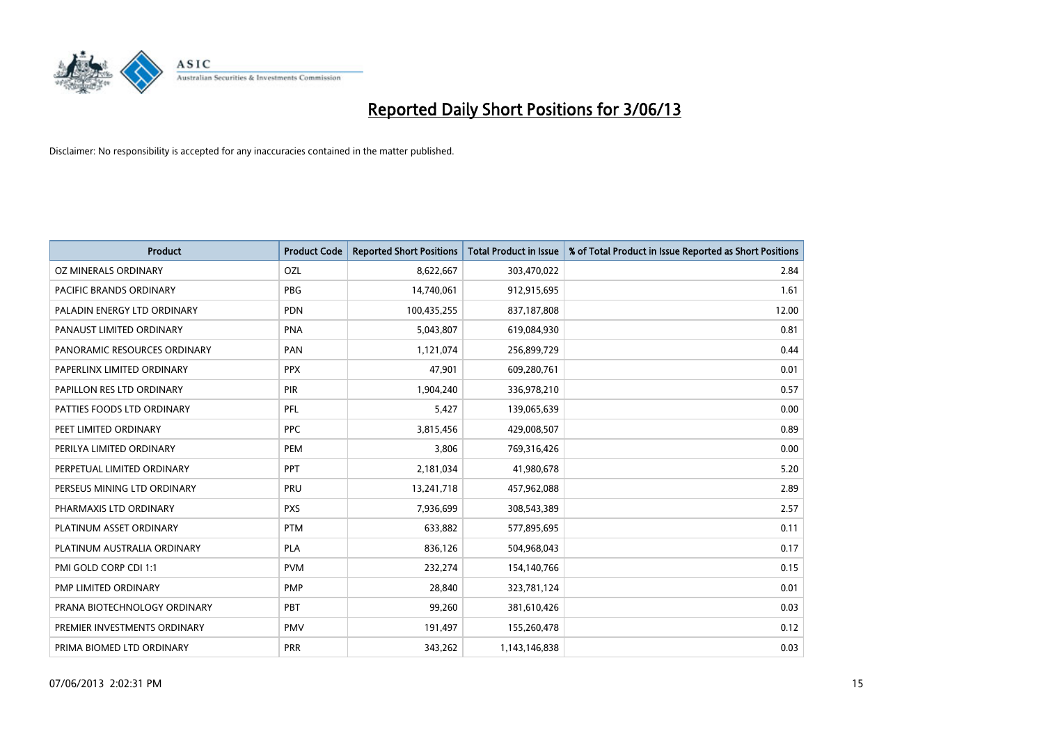# Reported Daily Short Positions for 3/06/13

Disclaimer: No responsibility is accepted for any inaccuracies contained in the matter published.

| Product | Product Code | Reported Short Positions | Total Product in Issue | % of Total Product in Issue Reported as Short Positions |
|---|---|---|---|---|
| OZ MINERALS ORDINARY | OZL | 8,622,667 | 303,470,022 | 2.84 |
| PACIFIC BRANDS ORDINARY | PBG | 14,740,061 | 912,915,695 | 1.61 |
| PALADIN ENERGY LTD ORDINARY | PDN | 100,435,255 | 837,187,808 | 12.00 |
| PANAUST LIMITED ORDINARY | PNA | 5,043,807 | 619,084,930 | 0.81 |
| PANORAMIC RESOURCES ORDINARY | PAN | 1,121,074 | 256,899,729 | 0.44 |
| PAPERLINX LIMITED ORDINARY | PPX | 47,901 | 609,280,761 | 0.01 |
| PAPILLON RES LTD ORDINARY | PIR | 1,904,240 | 336,978,210 | 0.57 |
| PATTIES FOODS LTD ORDINARY | PFL | 5,427 | 139,065,639 | 0.00 |
| PEET LIMITED ORDINARY | PPC | 3,815,456 | 429,008,507 | 0.89 |
| PERILYA LIMITED ORDINARY | PEM | 3,806 | 769,316,426 | 0.00 |
| PERPETUAL LIMITED ORDINARY | PPT | 2,181,034 | 41,980,678 | 5.20 |
| PERSEUS MINING LTD ORDINARY | PRU | 13,241,718 | 457,962,088 | 2.89 |
| PHARMAXIS LTD ORDINARY | PXS | 7,936,699 | 308,543,389 | 2.57 |
| PLATINUM ASSET ORDINARY | PTM | 633,882 | 577,895,695 | 0.11 |
| PLATINUM AUSTRALIA ORDINARY | PLA | 836,126 | 504,968,043 | 0.17 |
| PMI GOLD CORP CDI 1:1 | PVM | 232,274 | 154,140,766 | 0.15 |
| PMP LIMITED ORDINARY | PMP | 28,840 | 323,781,124 | 0.01 |
| PRANA BIOTECHNOLOGY ORDINARY | PBT | 99,260 | 381,610,426 | 0.03 |
| PREMIER INVESTMENTS ORDINARY | PMV | 191,497 | 155,260,478 | 0.12 |
| PRIMA BIOMED LTD ORDINARY | PRR | 343,262 | 1,143,146,838 | 0.03 |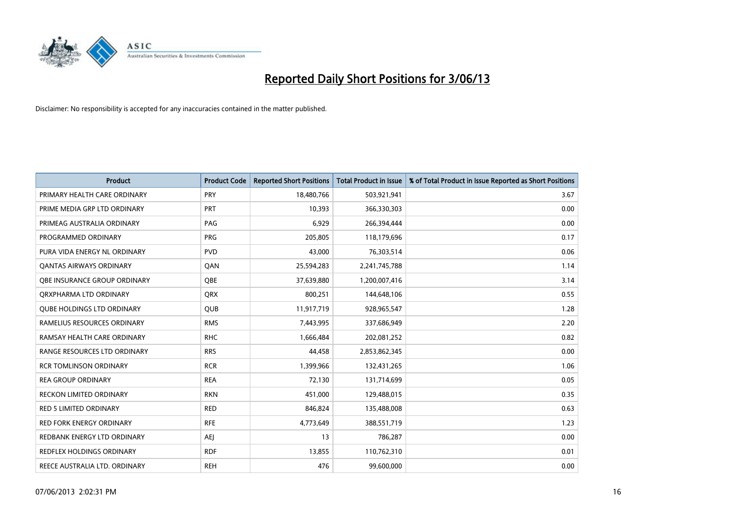# Reported Daily Short Positions for 3/06/13

Disclaimer: No responsibility is accepted for any inaccuracies contained in the matter published.

| Product | Product Code | Reported Short Positions | Total Product in Issue | % of Total Product in Issue Reported as Short Positions |
|---|---|---|---|---|
| PRIMARY HEALTH CARE ORDINARY | PRY | 18,480,766 | 503,921,941 | 3.67 |
| PRIME MEDIA GRP LTD ORDINARY | PRT | 10,393 | 366,330,303 | 0.00 |
| PRIMEAG AUSTRALIA ORDINARY | PAG | 6,929 | 266,394,444 | 0.00 |
| PROGRAMMED ORDINARY | PRG | 205,805 | 118,179,696 | 0.17 |
| PURA VIDA ENERGY NL ORDINARY | PVD | 43,000 | 76,303,514 | 0.06 |
| QANTAS AIRWAYS ORDINARY | QAN | 25,594,283 | 2,241,745,788 | 1.14 |
| QBE INSURANCE GROUP ORDINARY | QBE | 37,639,880 | 1,200,007,416 | 3.14 |
| QRXPHARMA LTD ORDINARY | QRX | 800,251 | 144,648,106 | 0.55 |
| QUBE HOLDINGS LTD ORDINARY | QUB | 11,917,719 | 928,965,547 | 1.28 |
| RAMELIUS RESOURCES ORDINARY | RMS | 7,443,995 | 337,686,949 | 2.20 |
| RAMSAY HEALTH CARE ORDINARY | RHC | 1,666,484 | 202,081,252 | 0.82 |
| RANGE RESOURCES LTD ORDINARY | RRS | 44,458 | 2,853,862,345 | 0.00 |
| RCR TOMLINSON ORDINARY | RCR | 1,399,966 | 132,431,265 | 1.06 |
| REA GROUP ORDINARY | REA | 72,130 | 131,714,699 | 0.05 |
| RECKON LIMITED ORDINARY | RKN | 451,000 | 129,488,015 | 0.35 |
| RED 5 LIMITED ORDINARY | RED | 846,824 | 135,488,008 | 0.63 |
| RED FORK ENERGY ORDINARY | RFE | 4,773,649 | 388,551,719 | 1.23 |
| REDBANK ENERGY LTD ORDINARY | AEJ | 13 | 786,287 | 0.00 |
| REDFLEX HOLDINGS ORDINARY | RDF | 13,855 | 110,762,310 | 0.01 |
| REECE AUSTRALIA LTD. ORDINARY | REH | 476 | 99,600,000 | 0.00 |

07/06/2013 2:02:31 PM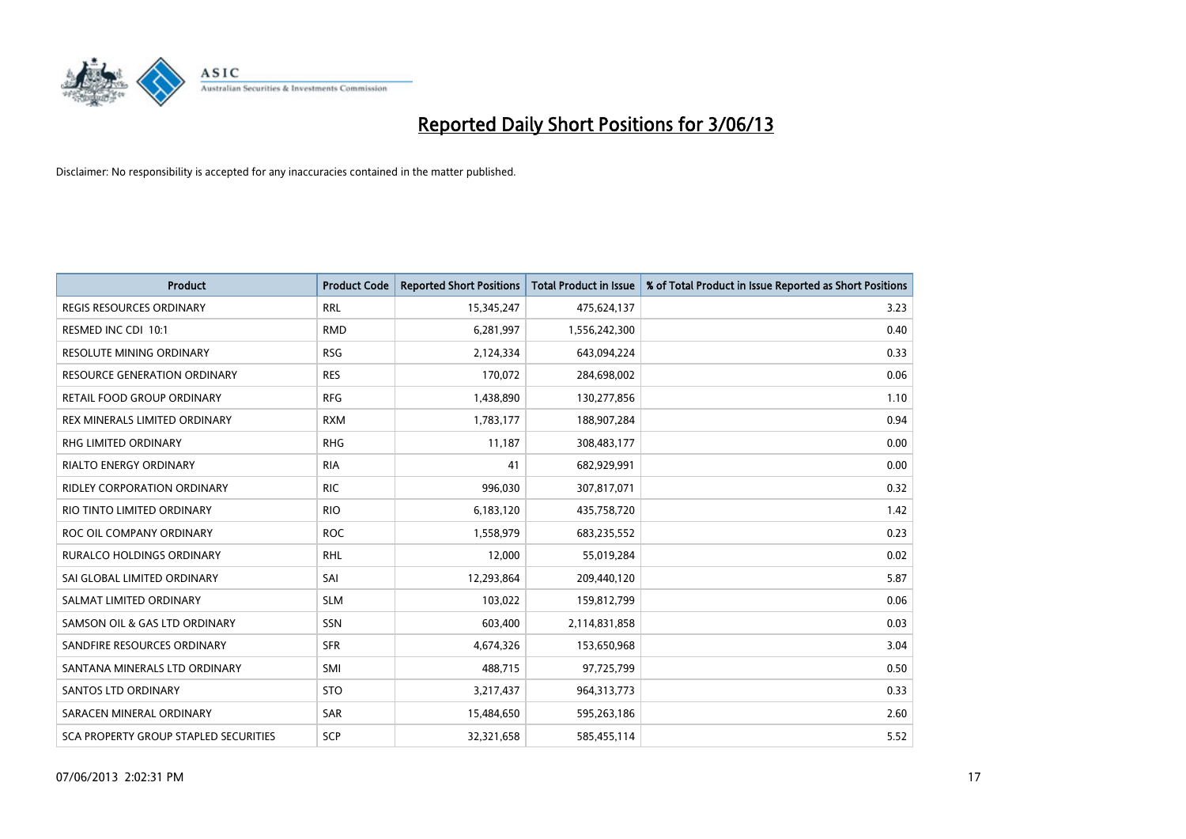# Reported Daily Short Positions for 3/06/13

Disclaimer: No responsibility is accepted for any inaccuracies contained in the matter published.

| Product | Product Code | Reported Short Positions | Total Product in Issue | % of Total Product in Issue Reported as Short Positions |
|---|---|---|---|---|
| REGIS RESOURCES ORDINARY | RRL | 15,345,247 | 475,624,137 | 3.23 |
| RESMED INC CDI 10:1 | RMD | 6,281,997 | 1,556,242,300 | 0.40 |
| RESOLUTE MINING ORDINARY | RSG | 2,124,334 | 643,094,224 | 0.33 |
| RESOURCE GENERATION ORDINARY | RES | 170,072 | 284,698,002 | 0.06 |
| RETAIL FOOD GROUP ORDINARY | RFG | 1,438,890 | 130,277,856 | 1.10 |
| REX MINERALS LIMITED ORDINARY | RXM | 1,783,177 | 188,907,284 | 0.94 |
| RHG LIMITED ORDINARY | RHG | 11,187 | 308,483,177 | 0.00 |
| RIALTO ENERGY ORDINARY | RIA | 41 | 682,929,991 | 0.00 |
| RIDLEY CORPORATION ORDINARY | RIC | 996,030 | 307,817,071 | 0.32 |
| RIO TINTO LIMITED ORDINARY | RIO | 6,183,120 | 435,758,720 | 1.42 |
| ROC OIL COMPANY ORDINARY | ROC | 1,558,979 | 683,235,552 | 0.23 |
| RURALCO HOLDINGS ORDINARY | RHL | 12,000 | 55,019,284 | 0.02 |
| SAI GLOBAL LIMITED ORDINARY | SAI | 12,293,864 | 209,440,120 | 5.87 |
| SALMAT LIMITED ORDINARY | SLM | 103,022 | 159,812,799 | 0.06 |
| SAMSON OIL & GAS LTD ORDINARY | SSN | 603,400 | 2,114,831,858 | 0.03 |
| SANDFIRE RESOURCES ORDINARY | SFR | 4,674,326 | 153,650,968 | 3.04 |
| SANTANA MINERALS LTD ORDINARY | SMI | 488,715 | 97,725,799 | 0.50 |
| SANTOS LTD ORDINARY | STO | 3,217,437 | 964,313,773 | 0.33 |
| SARACEN MINERAL ORDINARY | SAR | 15,484,650 | 595,263,186 | 2.60 |
| SCA PROPERTY GROUP STAPLED SECURITIES | SCP | 32,321,658 | 585,455,114 | 5.52 |

07/06/2013 2:02:31 PM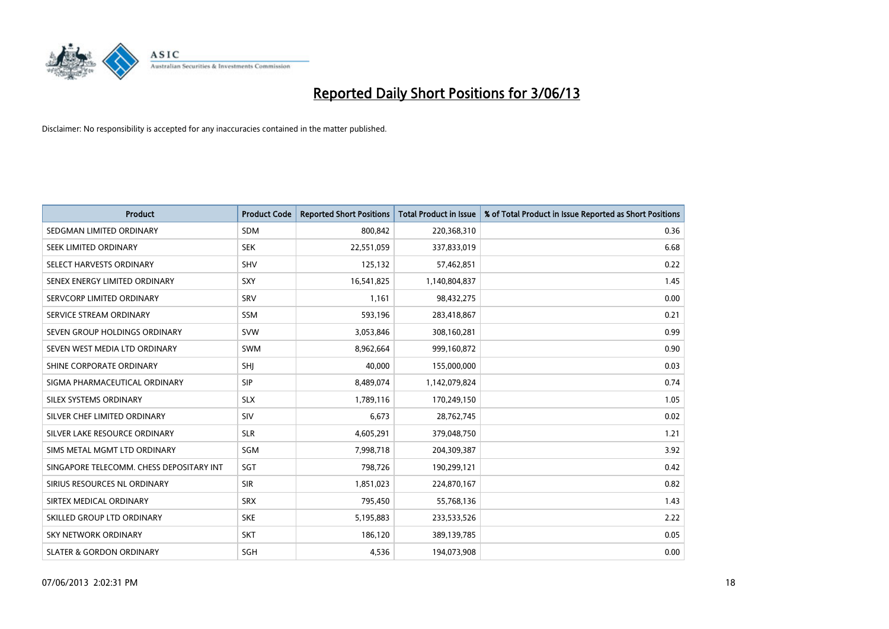# Reported Daily Short Positions for 3/06/13

Disclaimer: No responsibility is accepted for any inaccuracies contained in the matter published.

| Product | Product Code | Reported Short Positions | Total Product in Issue | % of Total Product in Issue Reported as Short Positions |
|---|---|---|---|---|
| SEDGMAN LIMITED ORDINARY | SDM | 800,842 | 220,368,310 | 0.36 |
| SEEK LIMITED ORDINARY | SEK | 22,551,059 | 337,833,019 | 6.68 |
| SELECT HARVESTS ORDINARY | SHV | 125,132 | 57,462,851 | 0.22 |
| SENEX ENERGY LIMITED ORDINARY | SXY | 16,541,825 | 1,140,804,837 | 1.45 |
| SERVCORP LIMITED ORDINARY | SRV | 1,161 | 98,432,275 | 0.00 |
| SERVICE STREAM ORDINARY | SSM | 593,196 | 283,418,867 | 0.21 |
| SEVEN GROUP HOLDINGS ORDINARY | SVW | 3,053,846 | 308,160,281 | 0.99 |
| SEVEN WEST MEDIA LTD ORDINARY | SWM | 8,962,664 | 999,160,872 | 0.90 |
| SHINE CORPORATE ORDINARY | SHJ | 40,000 | 155,000,000 | 0.03 |
| SIGMA PHARMACEUTICAL ORDINARY | SIP | 8,489,074 | 1,142,079,824 | 0.74 |
| SILEX SYSTEMS ORDINARY | SLX | 1,789,116 | 170,249,150 | 1.05 |
| SILVER CHEF LIMITED ORDINARY | SIV | 6,673 | 28,762,745 | 0.02 |
| SILVER LAKE RESOURCE ORDINARY | SLR | 4,605,291 | 379,048,750 | 1.21 |
| SIMS METAL MGMT LTD ORDINARY | SGM | 7,998,718 | 204,309,387 | 3.92 |
| SINGAPORE TELECOMM. CHESS DEPOSITARY INT | SGT | 798,726 | 190,299,121 | 0.42 |
| SIRIUS RESOURCES NL ORDINARY | SIR | 1,851,023 | 224,870,167 | 0.82 |
| SIRTEX MEDICAL ORDINARY | SRX | 795,450 | 55,768,136 | 1.43 |
| SKILLED GROUP LTD ORDINARY | SKE | 5,195,883 | 233,533,526 | 2.22 |
| SKY NETWORK ORDINARY | SKT | 186,120 | 389,139,785 | 0.05 |
| SLATER & GORDON ORDINARY | SGH | 4,536 | 194,073,908 | 0.00 |

07/06/2013 2:02:31 PM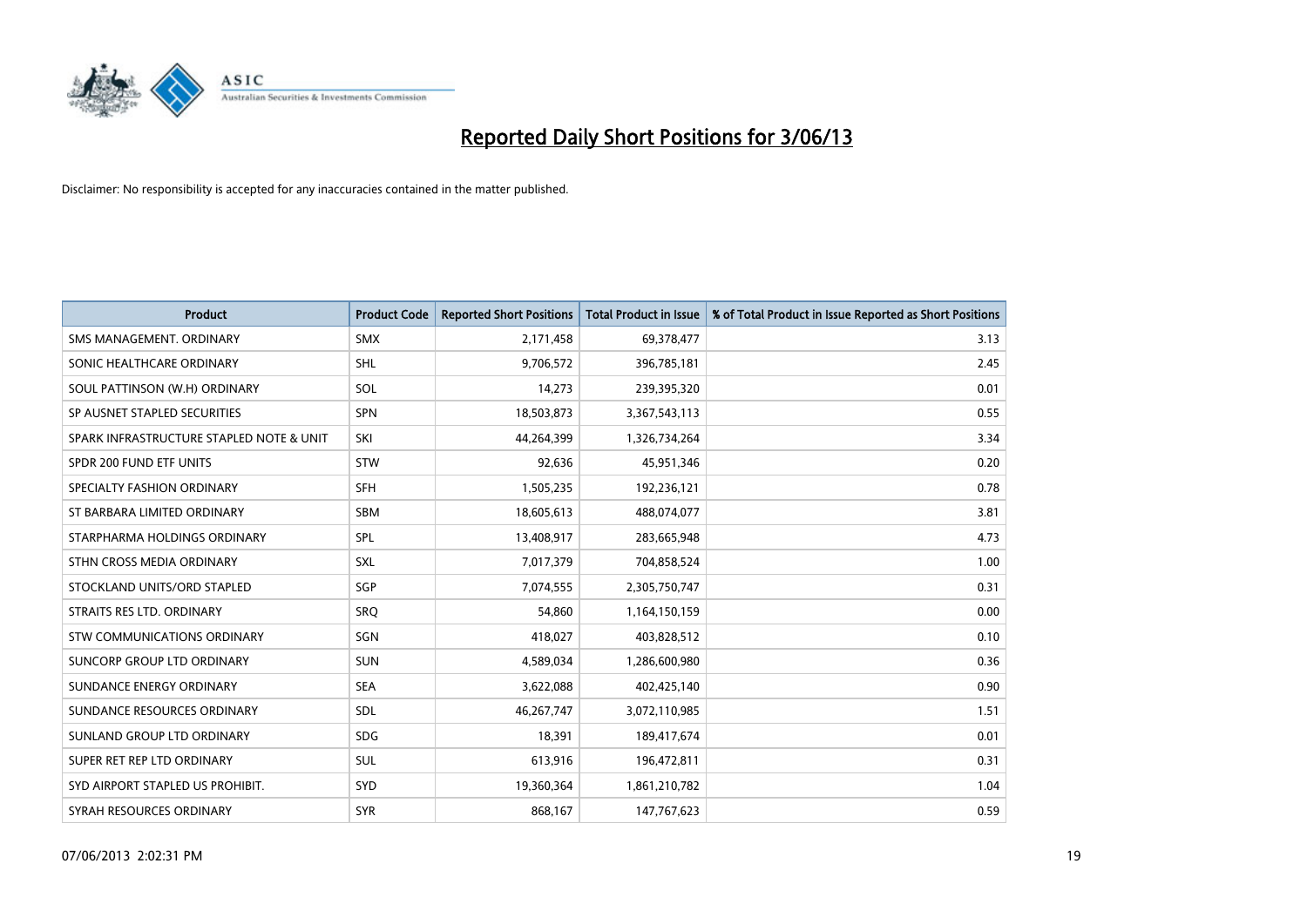# Reported Daily Short Positions for 3/06/13

Disclaimer: No responsibility is accepted for any inaccuracies contained in the matter published.

| Product | Product Code | Reported Short Positions | Total Product in Issue | % of Total Product in Issue Reported as Short Positions |
|---|---|---|---|---|
| SMS MANAGEMENT. ORDINARY | SMX | 2,171,458 | 69,378,477 | 3.13 |
| SONIC HEALTHCARE ORDINARY | SHL | 9,706,572 | 396,785,181 | 2.45 |
| SOUL PATTINSON (W.H) ORDINARY | SOL | 14,273 | 239,395,320 | 0.01 |
| SP AUSNET STAPLED SECURITIES | SPN | 18,503,873 | 3,367,543,113 | 0.55 |
| SPARK INFRASTRUCTURE STAPLED NOTE & UNIT | SKI | 44,264,399 | 1,326,734,264 | 3.34 |
| SPDR 200 FUND ETF UNITS | STW | 92,636 | 45,951,346 | 0.20 |
| SPECIALTY FASHION ORDINARY | SFH | 1,505,235 | 192,236,121 | 0.78 |
| ST BARBARA LIMITED ORDINARY | SBM | 18,605,613 | 488,074,077 | 3.81 |
| STARPHARMA HOLDINGS ORDINARY | SPL | 13,408,917 | 283,665,948 | 4.73 |
| STHN CROSS MEDIA ORDINARY | SXL | 7,017,379 | 704,858,524 | 1.00 |
| STOCKLAND UNITS/ORD STAPLED | SGP | 7,074,555 | 2,305,750,747 | 0.31 |
| STRAITS RES LTD. ORDINARY | SRQ | 54,860 | 1,164,150,159 | 0.00 |
| STW COMMUNICATIONS ORDINARY | SGN | 418,027 | 403,828,512 | 0.10 |
| SUNCORP GROUP LTD ORDINARY | SUN | 4,589,034 | 1,286,600,980 | 0.36 |
| SUNDANCE ENERGY ORDINARY | SEA | 3,622,088 | 402,425,140 | 0.90 |
| SUNDANCE RESOURCES ORDINARY | SDL | 46,267,747 | 3,072,110,985 | 1.51 |
| SUNLAND GROUP LTD ORDINARY | SDG | 18,391 | 189,417,674 | 0.01 |
| SUPER RET REP LTD ORDINARY | SUL | 613,916 | 196,472,811 | 0.31 |
| SYD AIRPORT STAPLED US PROHIBIT. | SYD | 19,360,364 | 1,861,210,782 | 1.04 |
| SYRAH RESOURCES ORDINARY | SYR | 868,167 | 147,767,623 | 0.59 |

07/06/2013 2:02:31 PM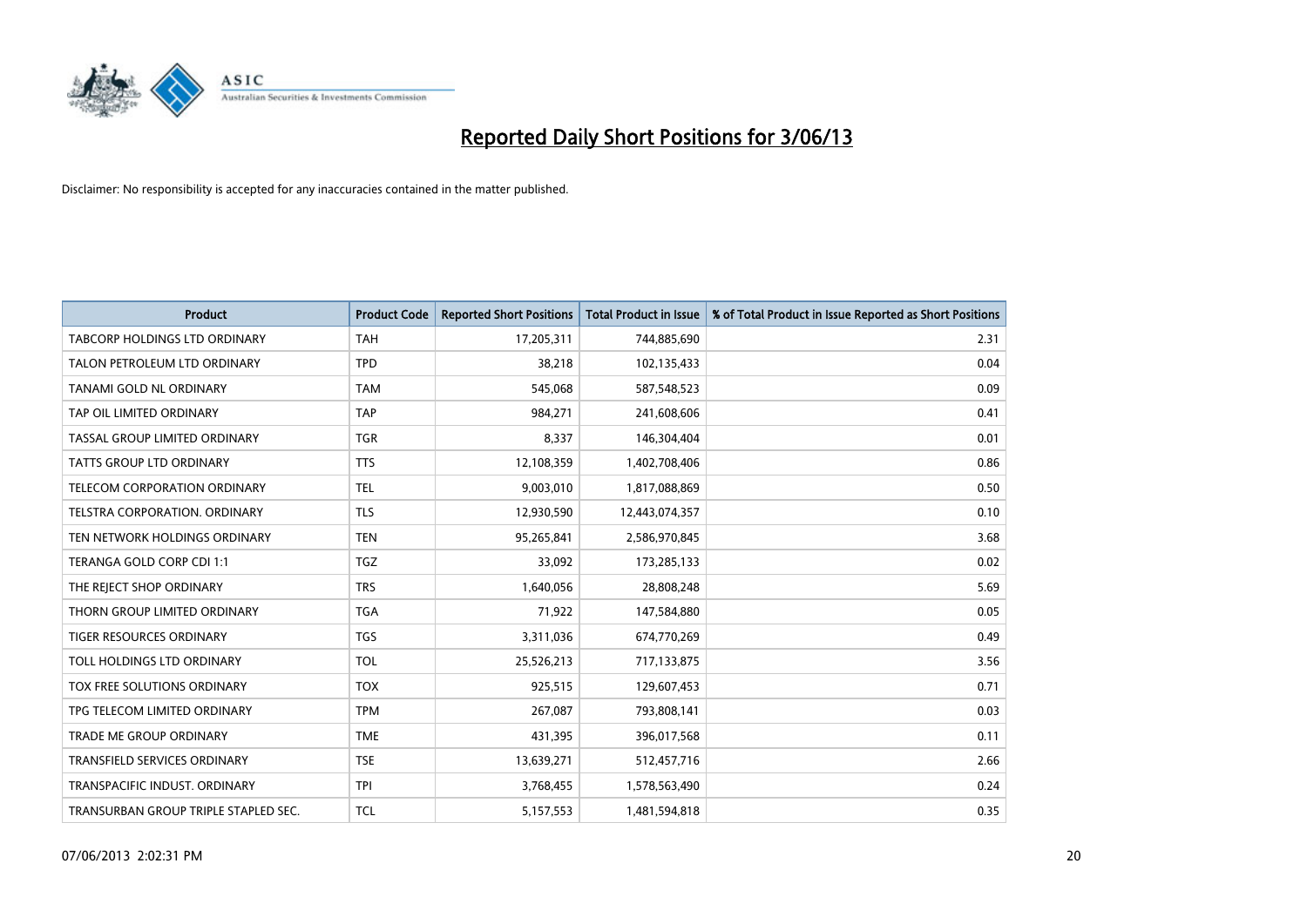# Reported Daily Short Positions for 3/06/13

Disclaimer: No responsibility is accepted for any inaccuracies contained in the matter published.

| Product | Product Code | Reported Short Positions | Total Product in Issue | % of Total Product in Issue Reported as Short Positions |
|---|---|---|---|---|
| TABCORP HOLDINGS LTD ORDINARY | TAH | 17,205,311 | 744,885,690 | 2.31 |
| TALON PETROLEUM LTD ORDINARY | TPD | 38,218 | 102,135,433 | 0.04 |
| TANAMI GOLD NL ORDINARY | TAM | 545,068 | 587,548,523 | 0.09 |
| TAP OIL LIMITED ORDINARY | TAP | 984,271 | 241,608,606 | 0.41 |
| TASSAL GROUP LIMITED ORDINARY | TGR | 8,337 | 146,304,404 | 0.01 |
| TATTS GROUP LTD ORDINARY | TTS | 12,108,359 | 1,402,708,406 | 0.86 |
| TELECOM CORPORATION ORDINARY | TEL | 9,003,010 | 1,817,088,869 | 0.50 |
| TELSTRA CORPORATION. ORDINARY | TLS | 12,930,590 | 12,443,074,357 | 0.10 |
| TEN NETWORK HOLDINGS ORDINARY | TEN | 95,265,841 | 2,586,970,845 | 3.68 |
| TERANGA GOLD CORP CDI 1:1 | TGZ | 33,092 | 173,285,133 | 0.02 |
| THE REJECT SHOP ORDINARY | TRS | 1,640,056 | 28,808,248 | 5.69 |
| THORN GROUP LIMITED ORDINARY | TGA | 71,922 | 147,584,880 | 0.05 |
| TIGER RESOURCES ORDINARY | TGS | 3,311,036 | 674,770,269 | 0.49 |
| TOLL HOLDINGS LTD ORDINARY | TOL | 25,526,213 | 717,133,875 | 3.56 |
| TOX FREE SOLUTIONS ORDINARY | TOX | 925,515 | 129,607,453 | 0.71 |
| TPG TELECOM LIMITED ORDINARY | TPM | 267,087 | 793,808,141 | 0.03 |
| TRADE ME GROUP ORDINARY | TME | 431,395 | 396,017,568 | 0.11 |
| TRANSFIELD SERVICES ORDINARY | TSE | 13,639,271 | 512,457,716 | 2.66 |
| TRANSPACIFIC INDUST. ORDINARY | TPI | 3,768,455 | 1,578,563,490 | 0.24 |
| TRANSURBAN GROUP TRIPLE STAPLED SEC. | TCL | 5,157,553 | 1,481,594,818 | 0.35 |

07/06/2013 2:02:31 PM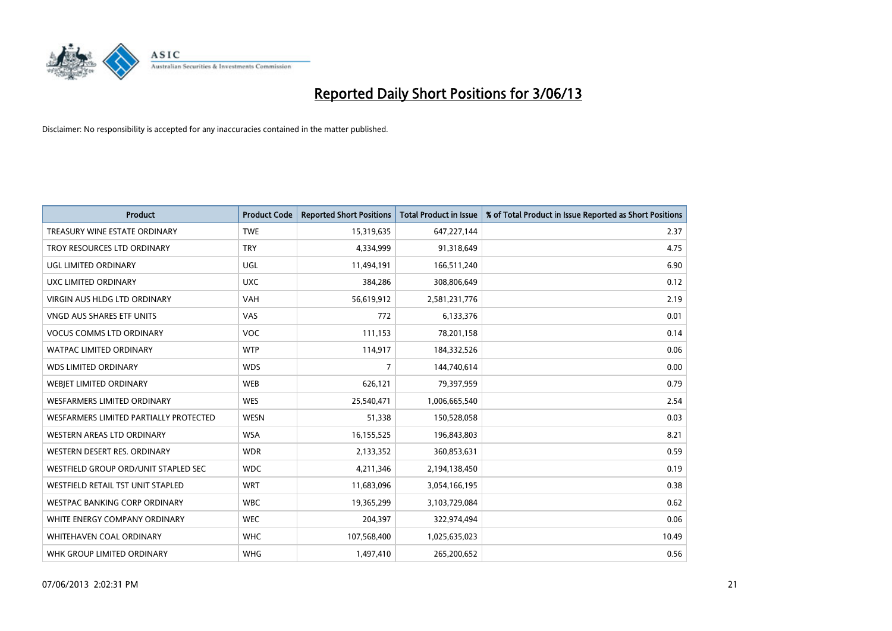# Reported Daily Short Positions for 3/06/13

Disclaimer: No responsibility is accepted for any inaccuracies contained in the matter published.

| Product | Product Code | Reported Short Positions | Total Product in Issue | % of Total Product in Issue Reported as Short Positions |
|---|---|---|---|---|
| TREASURY WINE ESTATE ORDINARY | TWE | 15,319,635 | 647,227,144 | 2.37 |
| TROY RESOURCES LTD ORDINARY | TRY | 4,334,999 | 91,318,649 | 4.75 |
| UGL LIMITED ORDINARY | UGL | 11,494,191 | 166,511,240 | 6.90 |
| UXC LIMITED ORDINARY | UXC | 384,286 | 308,806,649 | 0.12 |
| VIRGIN AUS HLDG LTD ORDINARY | VAH | 56,619,912 | 2,581,231,776 | 2.19 |
| VNGD AUS SHARES ETF UNITS | VAS | 772 | 6,133,376 | 0.01 |
| VOCUS COMMS LTD ORDINARY | VOC | 111,153 | 78,201,158 | 0.14 |
| WATPAC LIMITED ORDINARY | WTP | 114,917 | 184,332,526 | 0.06 |
| WDS LIMITED ORDINARY | WDS | 7 | 144,740,614 | 0.00 |
| WEBJET LIMITED ORDINARY | WEB | 626,121 | 79,397,959 | 0.79 |
| WESFARMERS LIMITED ORDINARY | WES | 25,540,471 | 1,006,665,540 | 2.54 |
| WESFARMERS LIMITED PARTIALLY PROTECTED | WESN | 51,338 | 150,528,058 | 0.03 |
| WESTERN AREAS LTD ORDINARY | WSA | 16,155,525 | 196,843,803 | 8.21 |
| WESTERN DESERT RES. ORDINARY | WDR | 2,133,352 | 360,853,631 | 0.59 |
| WESTFIELD GROUP ORD/UNIT STAPLED SEC | WDC | 4,211,346 | 2,194,138,450 | 0.19 |
| WESTFIELD RETAIL TST UNIT STAPLED | WRT | 11,683,096 | 3,054,166,195 | 0.38 |
| WESTPAC BANKING CORP ORDINARY | WBC | 19,365,299 | 3,103,729,084 | 0.62 |
| WHITE ENERGY COMPANY ORDINARY | WEC | 204,397 | 322,974,494 | 0.06 |
| WHITEHAVEN COAL ORDINARY | WHC | 107,568,400 | 1,025,635,023 | 10.49 |
| WHK GROUP LIMITED ORDINARY | WHG | 1,497,410 | 265,200,652 | 0.56 |

07/06/2013 2:02:31 PM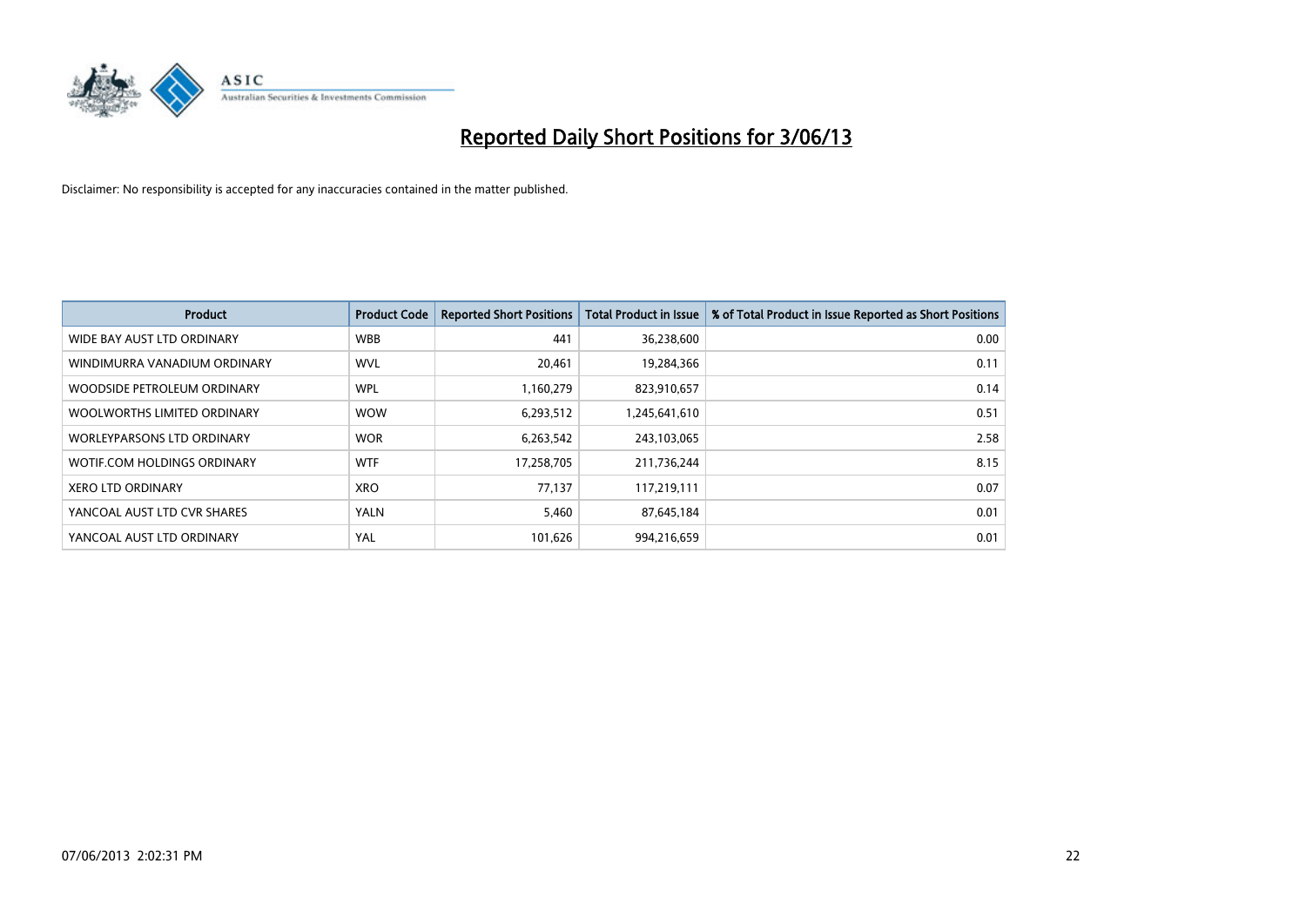# Reported Daily Short Positions for 3/06/13

Disclaimer: No responsibility is accepted for any inaccuracies contained in the matter published.

| Product | Product Code | Reported Short Positions | Total Product in Issue | % of Total Product in Issue Reported as Short Positions |
|---|---|---|---|---|
| WIDE BAY AUST LTD ORDINARY | WBB | 441 | 36,238,600 | 0.00 |
| WINDIMURRA VANADIUM ORDINARY | WVL | 20,461 | 19,284,366 | 0.11 |
| WOODSIDE PETROLEUM ORDINARY | WPL | 1,160,279 | 823,910,657 | 0.14 |
| WOOLWORTHS LIMITED ORDINARY | WOW | 6,293,512 | 1,245,641,610 | 0.51 |
| WORLEYPARSONS LTD ORDINARY | WOR | 6,263,542 | 243,103,065 | 2.58 |
| WOTIF.COM HOLDINGS ORDINARY | WTF | 17,258,705 | 211,736,244 | 8.15 |
| XERO LTD ORDINARY | XRO | 77,137 | 117,219,111 | 0.07 |
| YANCOAL AUST LTD CVR SHARES | YALN | 5,460 | 87,645,184 | 0.01 |
| YANCOAL AUST LTD ORDINARY | YAL | 101,626 | 994,216,659 | 0.01 |

07/06/2013 2:02:31 PM